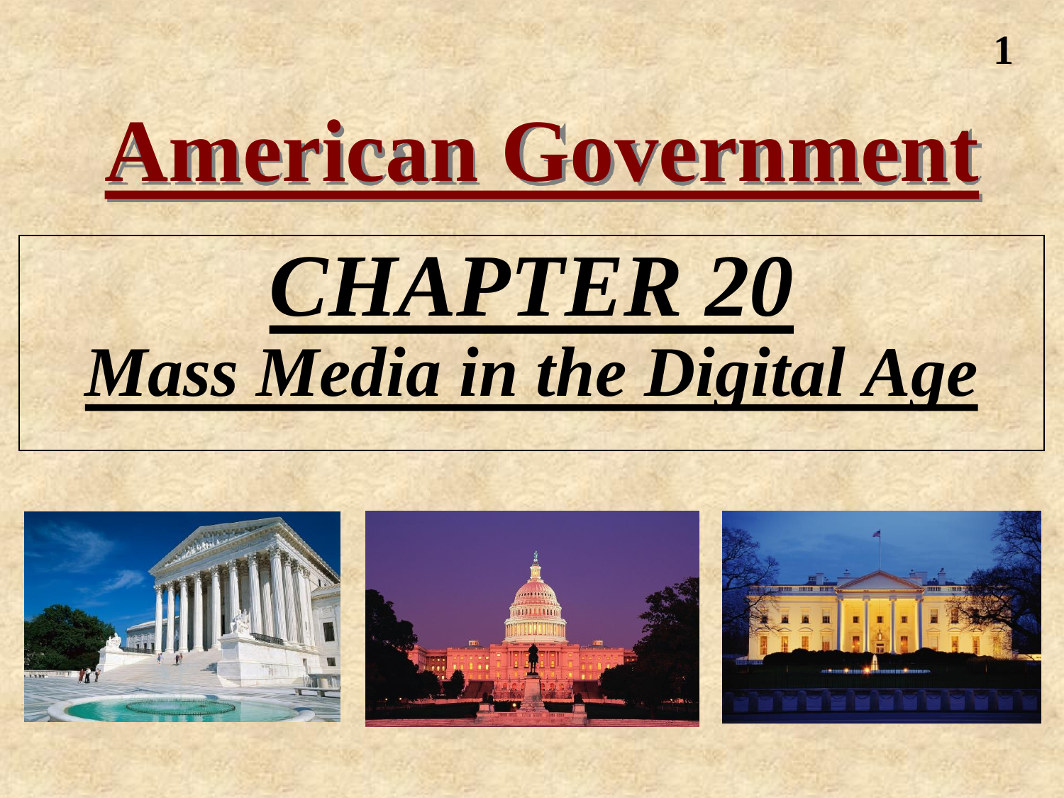# American Government

## *CHAPTER 20*

## *Mass Media in the Digital Age*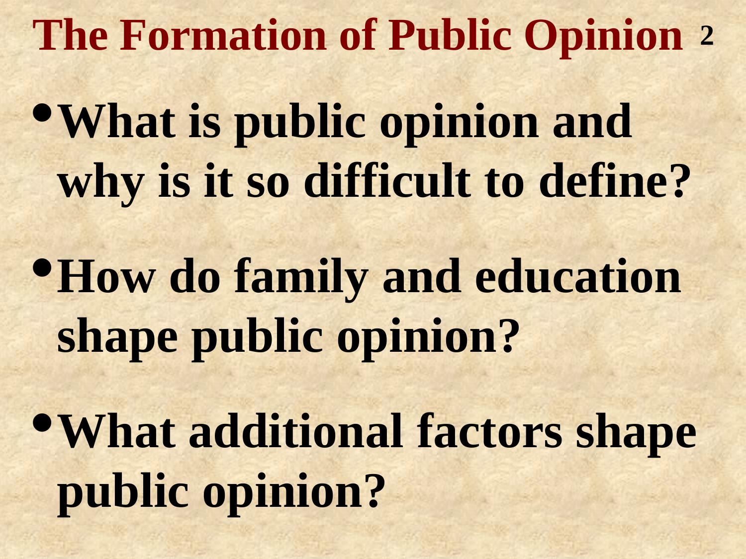# The Formation of Public Opinion

- **What is public opinion and why is it so difficult to define?**
- **How do family and education shape public opinion?**
- **What additional factors shape public opinion?**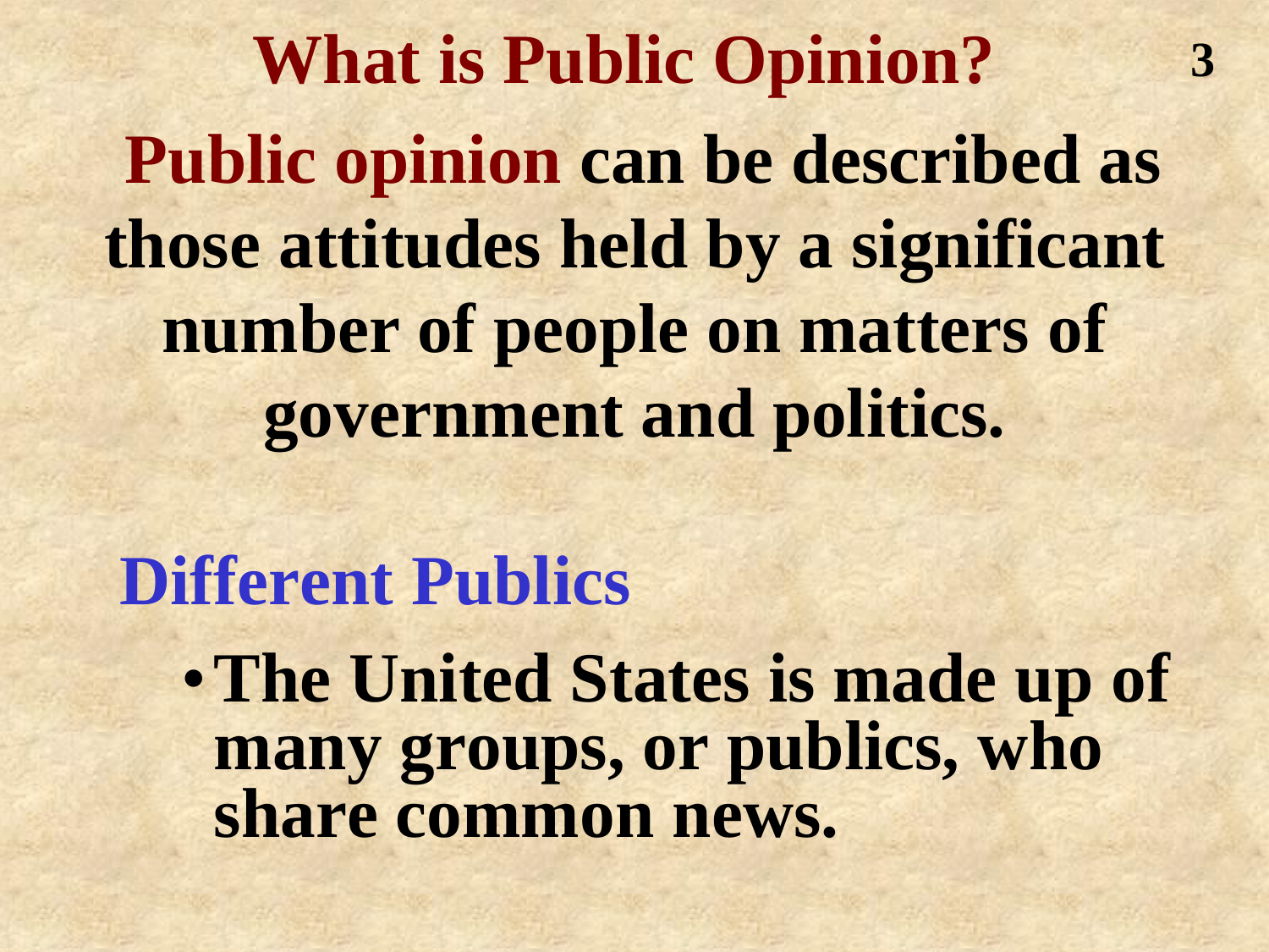# What is Public Opinion?

**Public opinion** can be described as those attitudes held by a significant number of people on matters of government and politics.

## Different Publics

- The United States is made up of many groups, or publics, who share common news.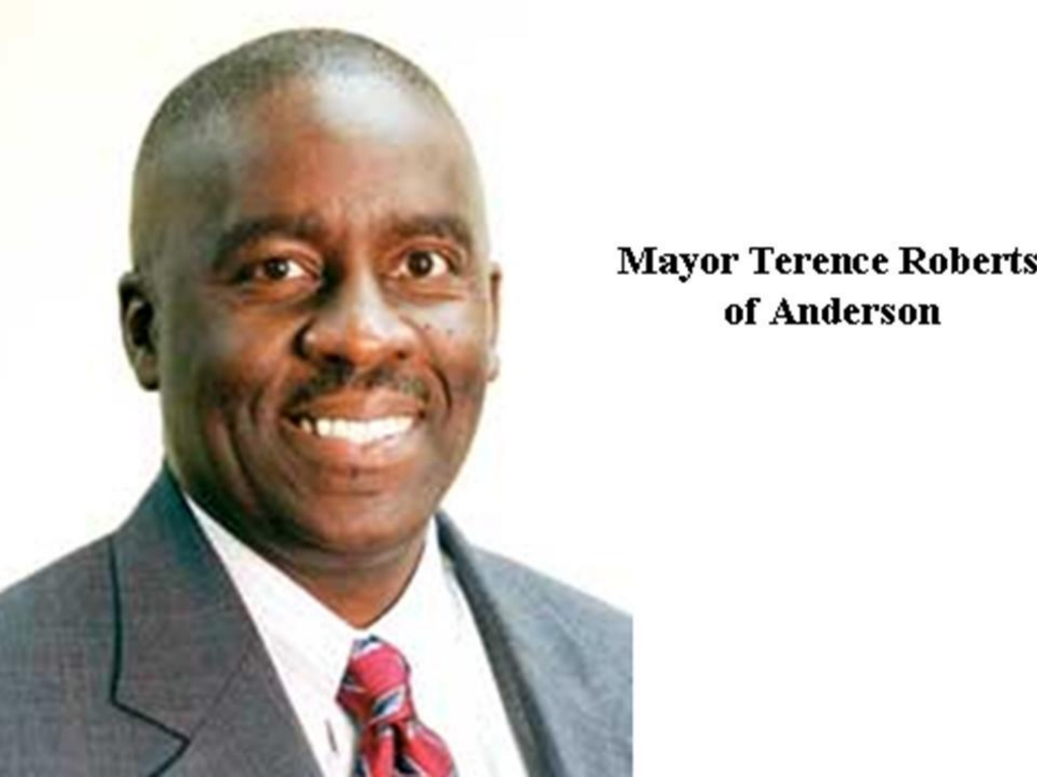Mayor Terence Roberts
of Anderson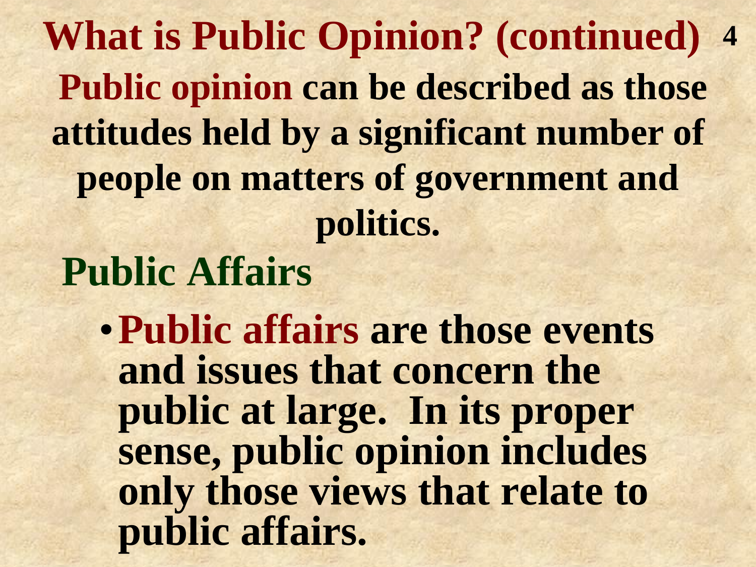# What is Public Opinion? (continued)

**Public opinion** can be described as those attitudes held by a significant number of people on matters of government and politics.

## Public Affairs

- **Public affairs** are those events and issues that concern the public at large. In its proper sense, public opinion includes only those views that relate to public affairs.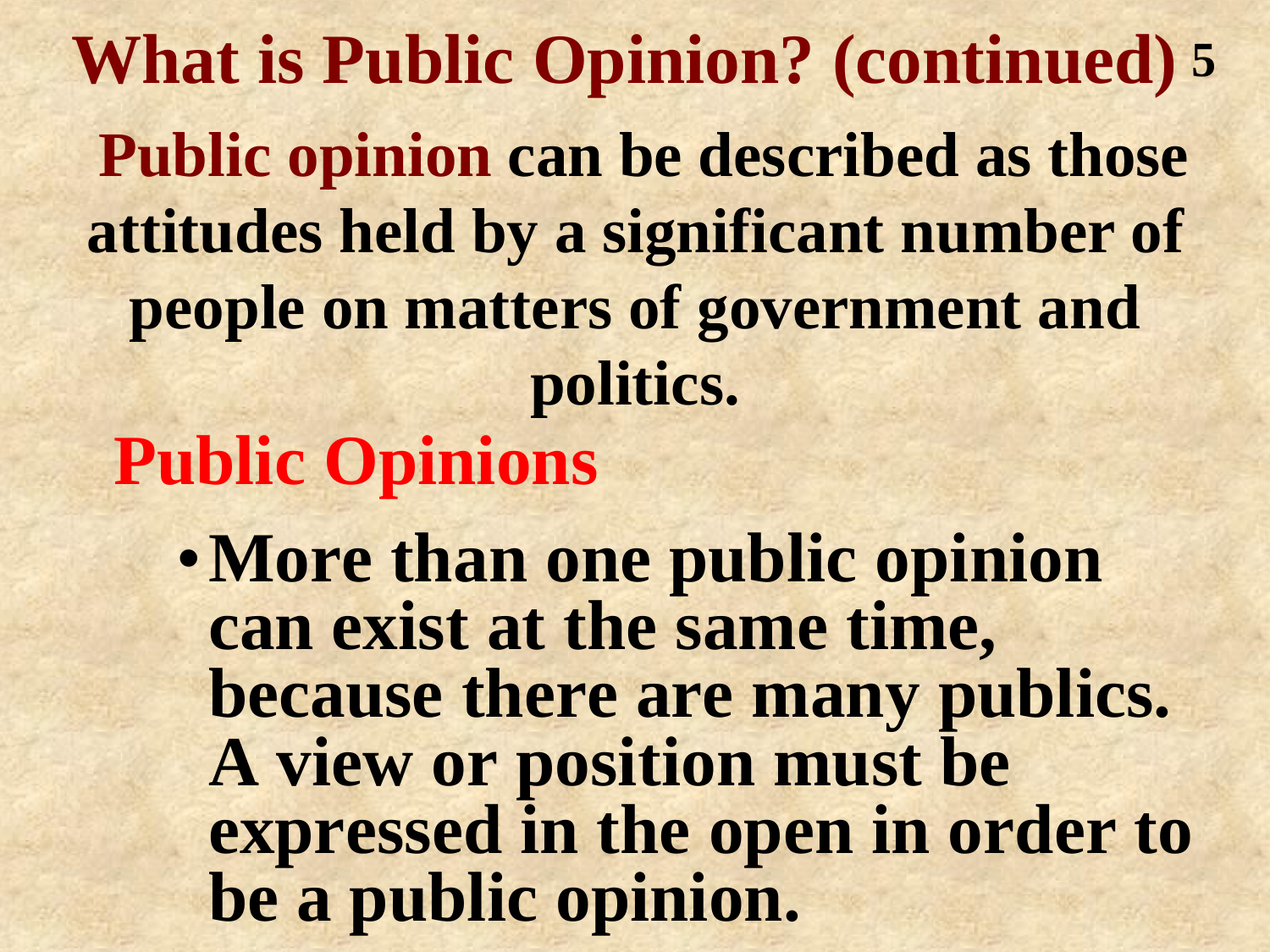# What is Public Opinion? (continued)

**Public opinion can be described as those attitudes held by a significant number of people on matters of government and politics.**

## Public Opinions

- **More than one public opinion can exist at the same time, because there are many publics. A view or position must be expressed in the open in order to be a public opinion.**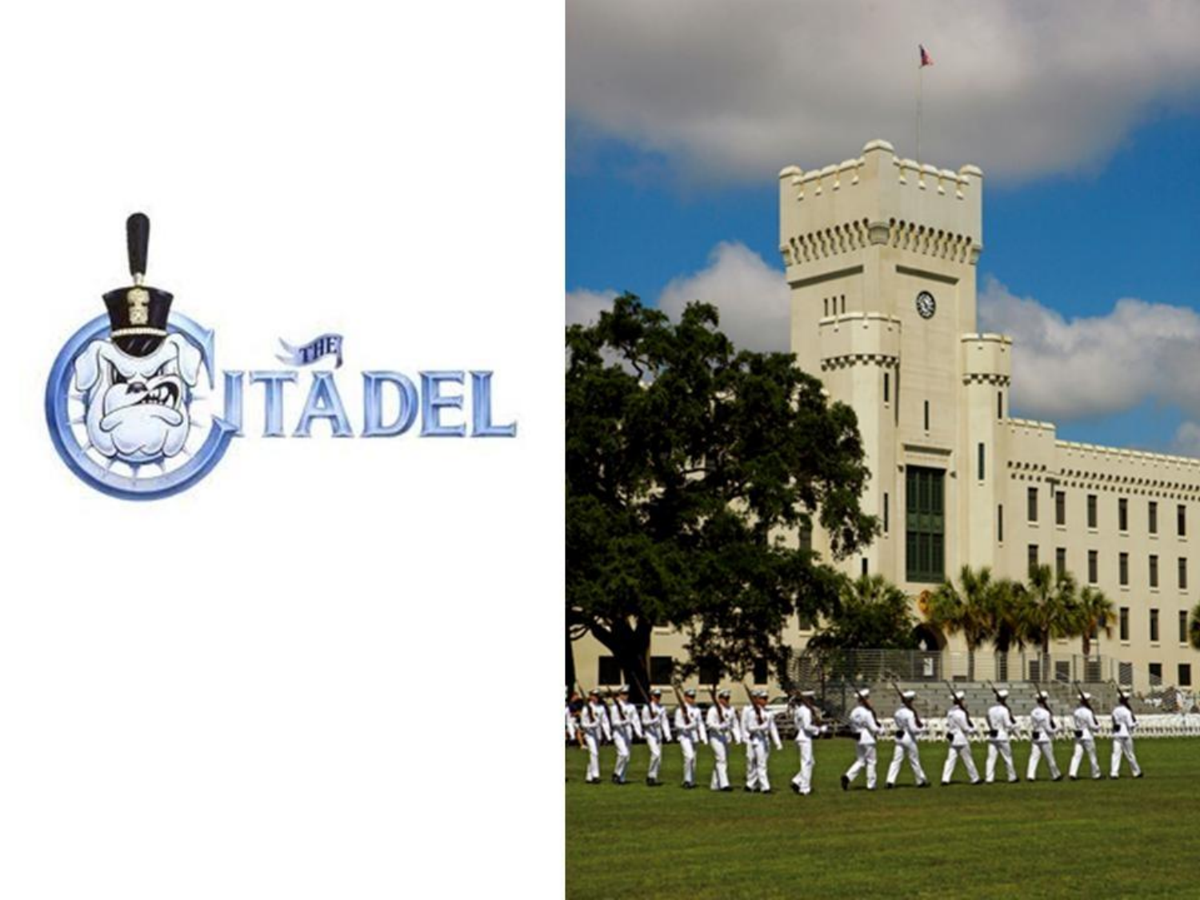THE CITADEL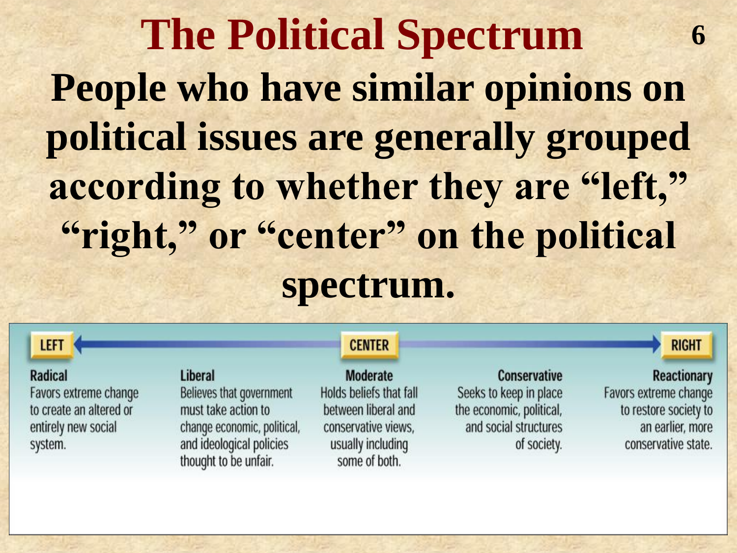# The Political Spectrum

**People who have similar opinions on political issues are generally grouped according to whether they are "left," "right," or "center" on the political spectrum.**

| LEFT | | CENTER | | RIGHT |
|---|---|---|---|---|
| **Radical** | **Liberal** | **Moderate** | **Conservative** | **Reactionary** |
| Favors extreme change to create an altered or entirely new social system. | Believes that government must take action to change economic, political, and ideological policies thought to be unfair. | Holds beliefs that fall between liberal and conservative views, usually including some of both. | Seeks to keep in place the economic, political, and social structures of society. | Favors extreme change to restore society to an earlier, more conservative state. |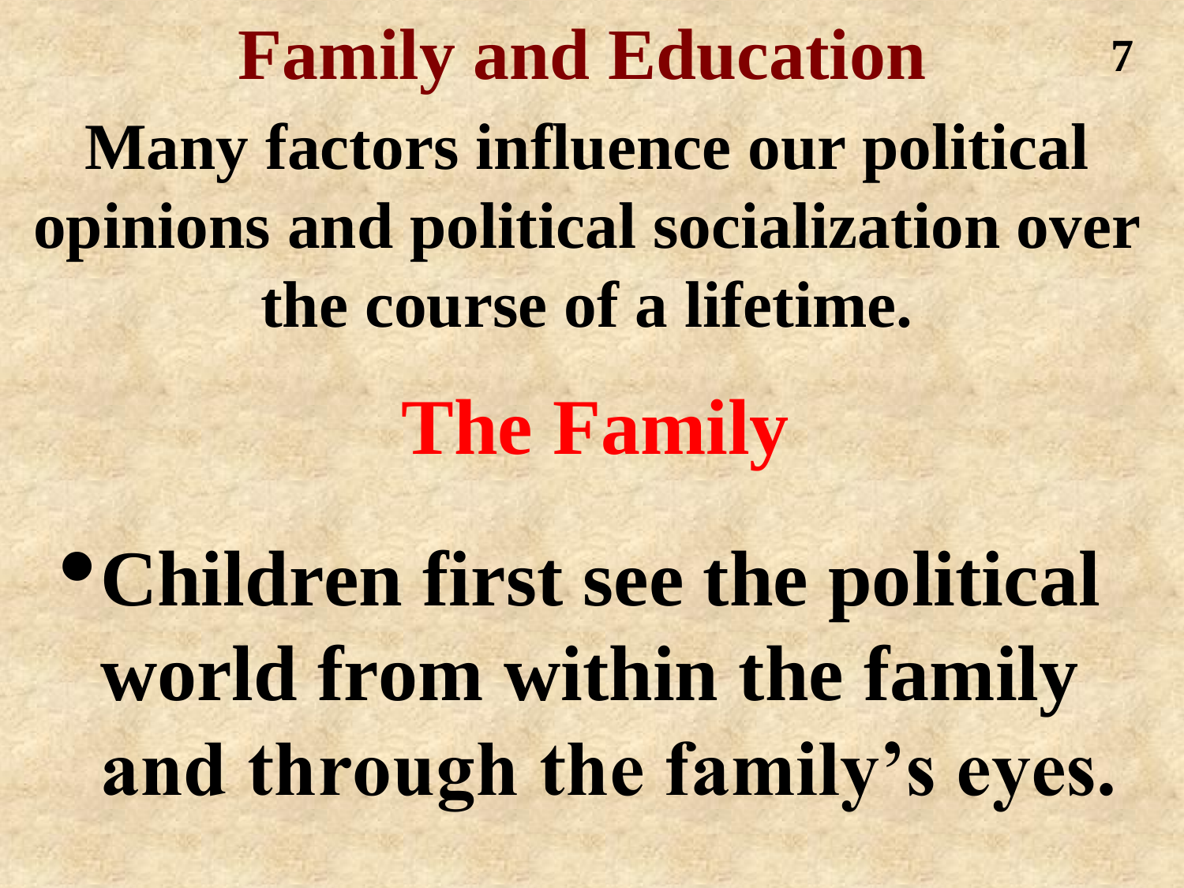# Family and Education

**Many factors influence our political opinions and political socialization over the course of a lifetime.**

## The Family

- **Children first see the political world from within the family and through the family's eyes.**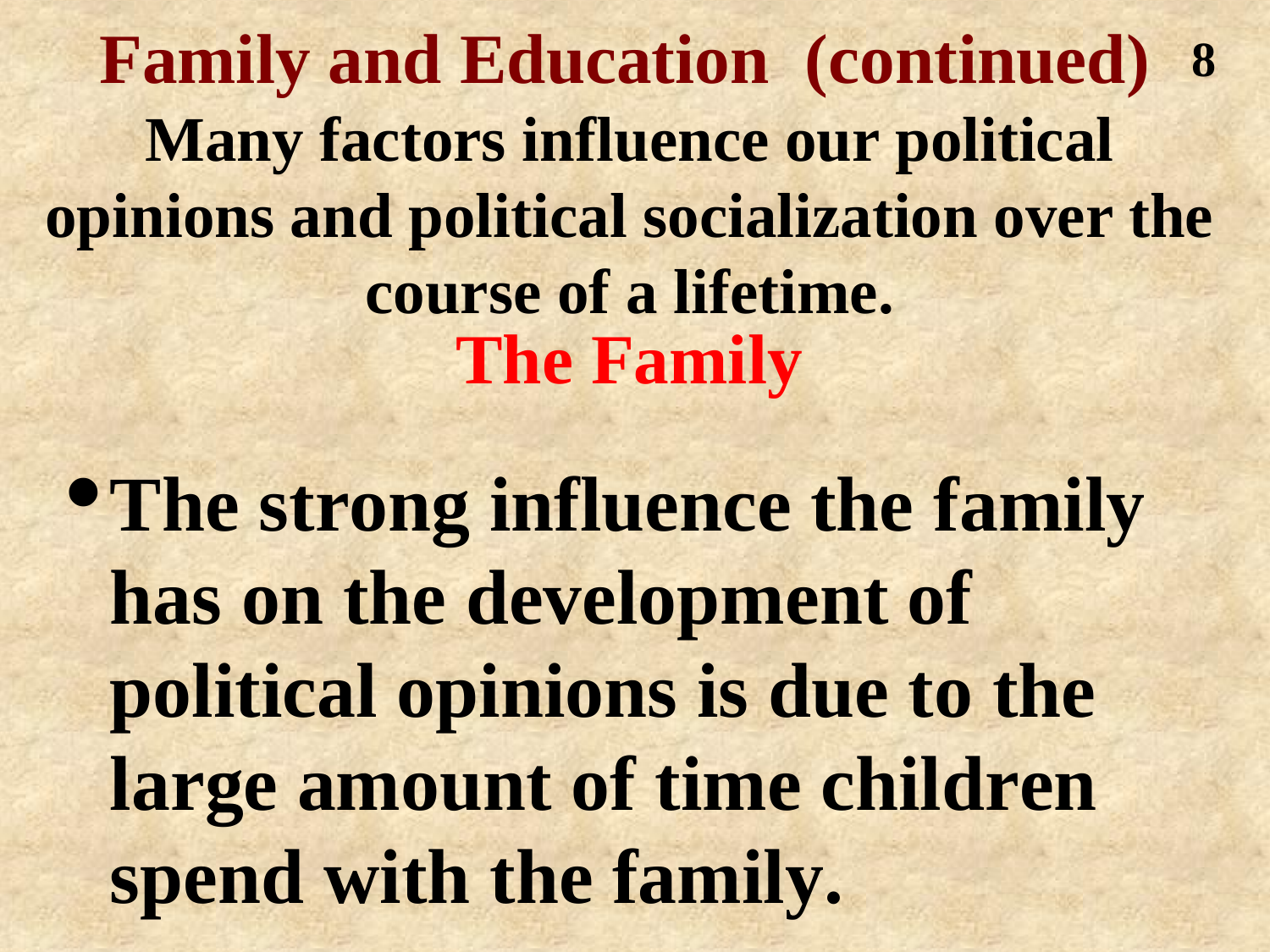# Family and Education (continued)

**Many factors influence our political opinions and political socialization over the course of a lifetime.**

## The Family

- **The strong influence the family has on the development of political opinions is due to the large amount of time children spend with the family.**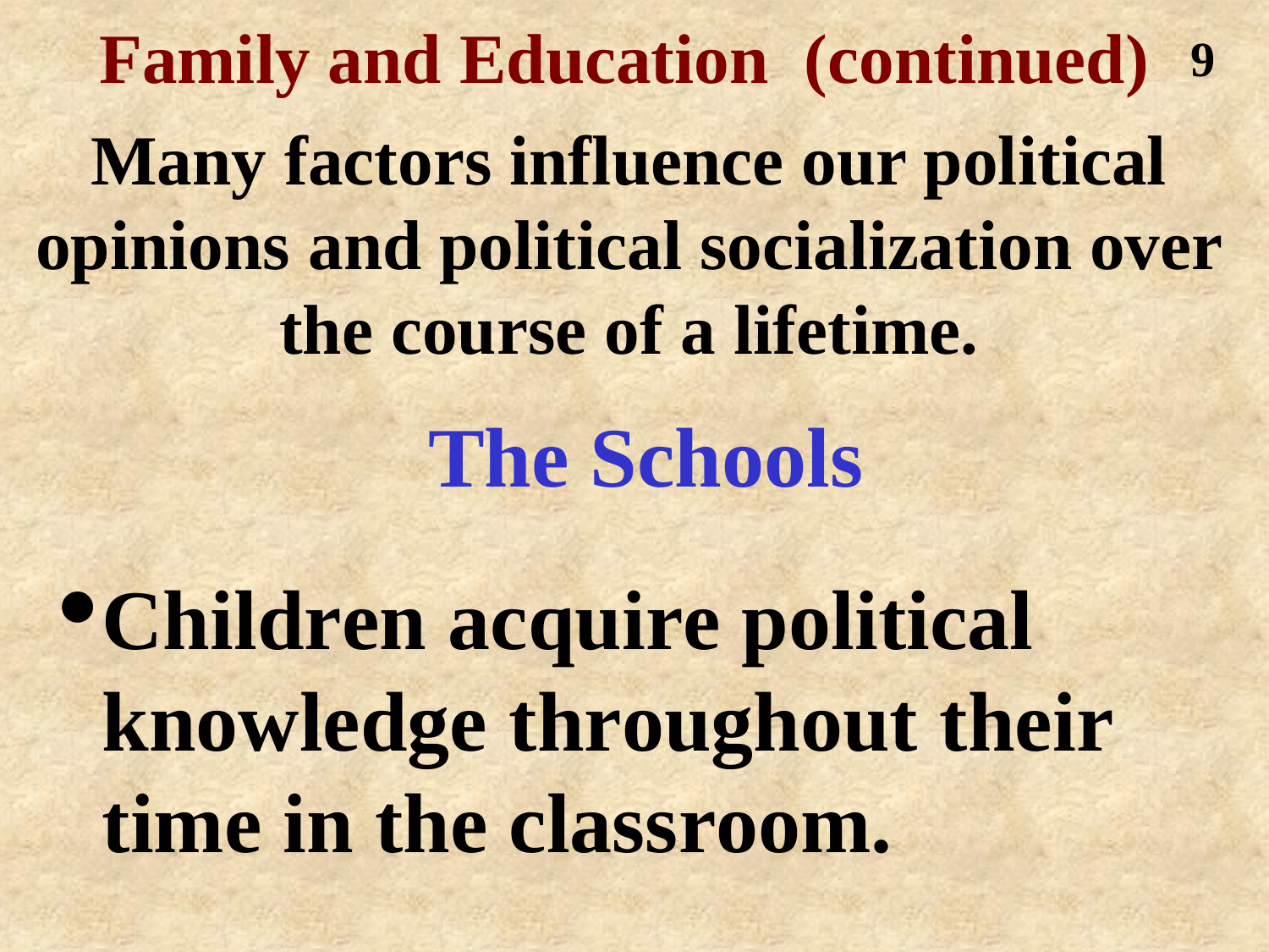# Family and Education (continued)

**Many factors influence our political opinions and political socialization over the course of a lifetime.**

## The Schools

- **Children acquire political knowledge throughout their time in the classroom.**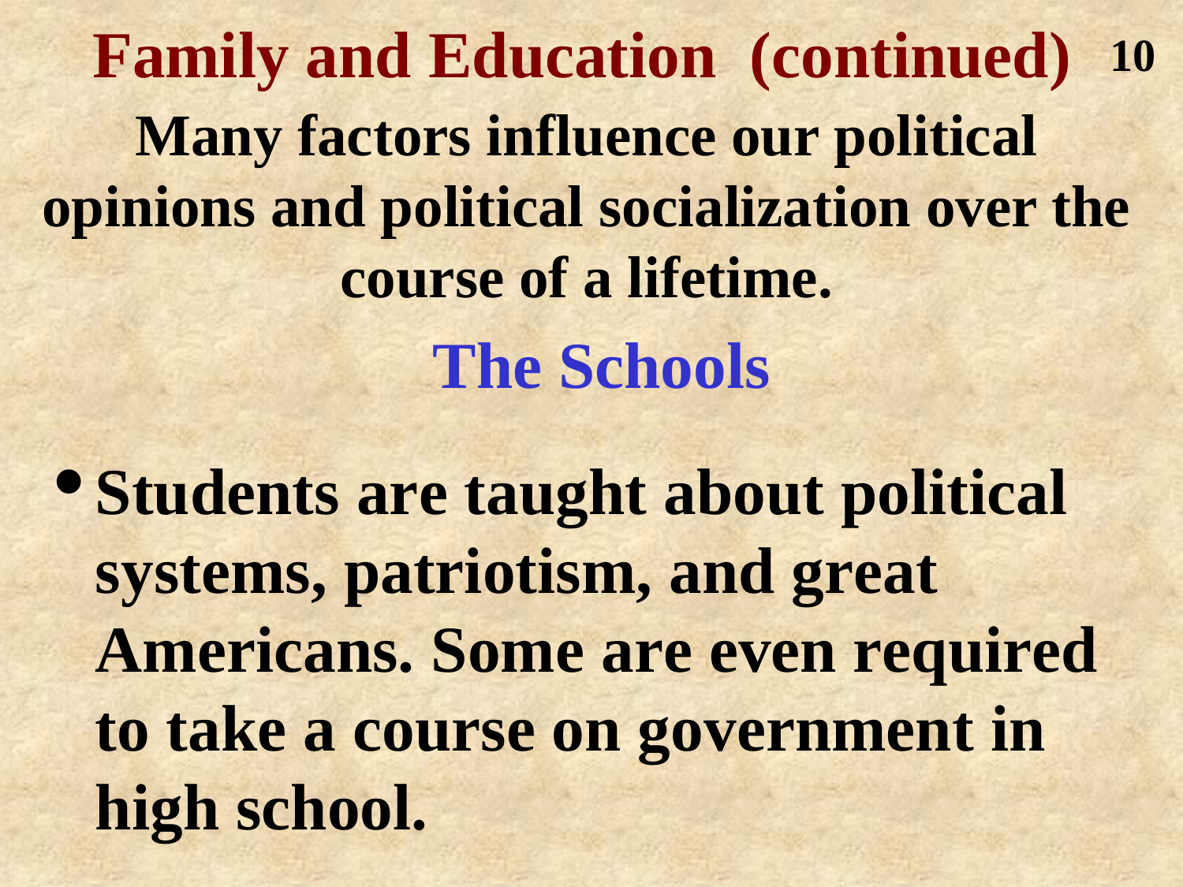# Family and Education (continued)

**Many factors influence our political opinions and political socialization over the course of a lifetime.**

## The Schools

- **Students are taught about political systems, patriotism, and great Americans. Some are even required to take a course on government in high school.**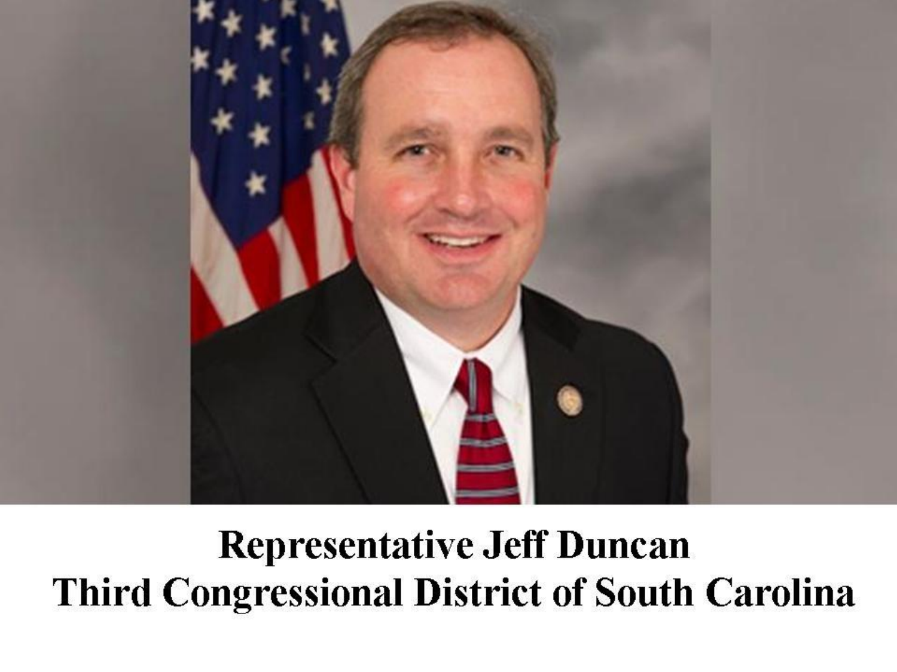**Representative Jeff Duncan**
**Third Congressional District of South Carolina**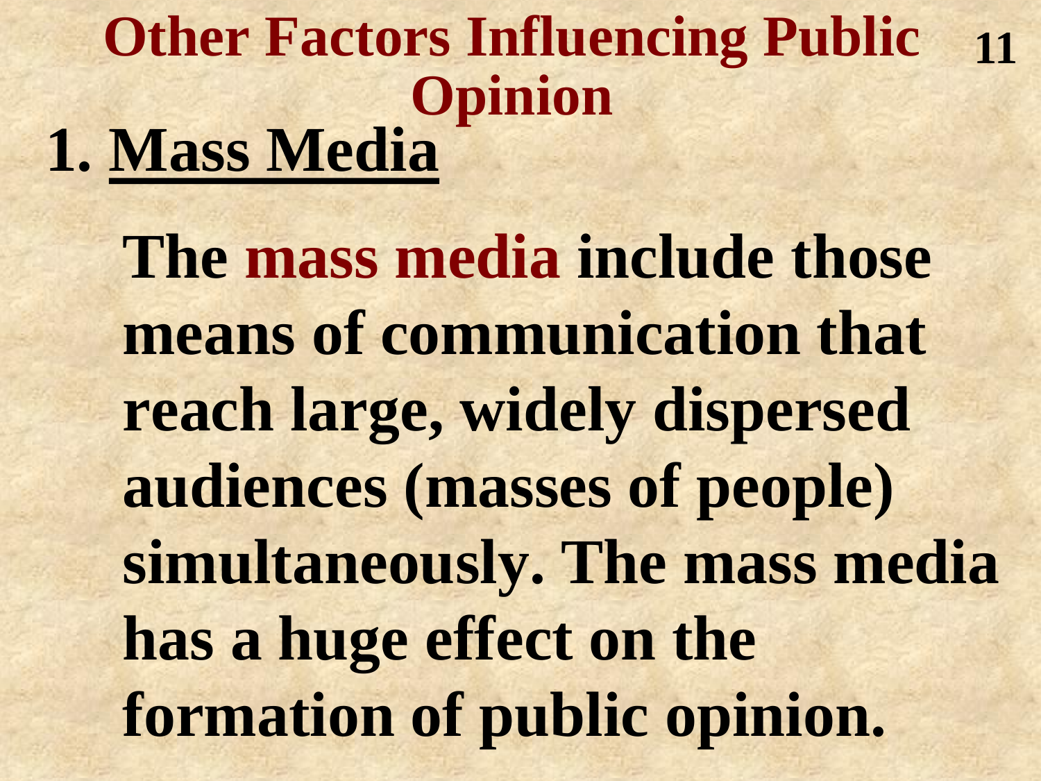# Other Factors Influencing Public Opinion

## 1. Mass Media

**The mass media include those means of communication that reach large, widely dispersed audiences (masses of people) simultaneously. The mass media has a huge effect on the formation of public opinion.**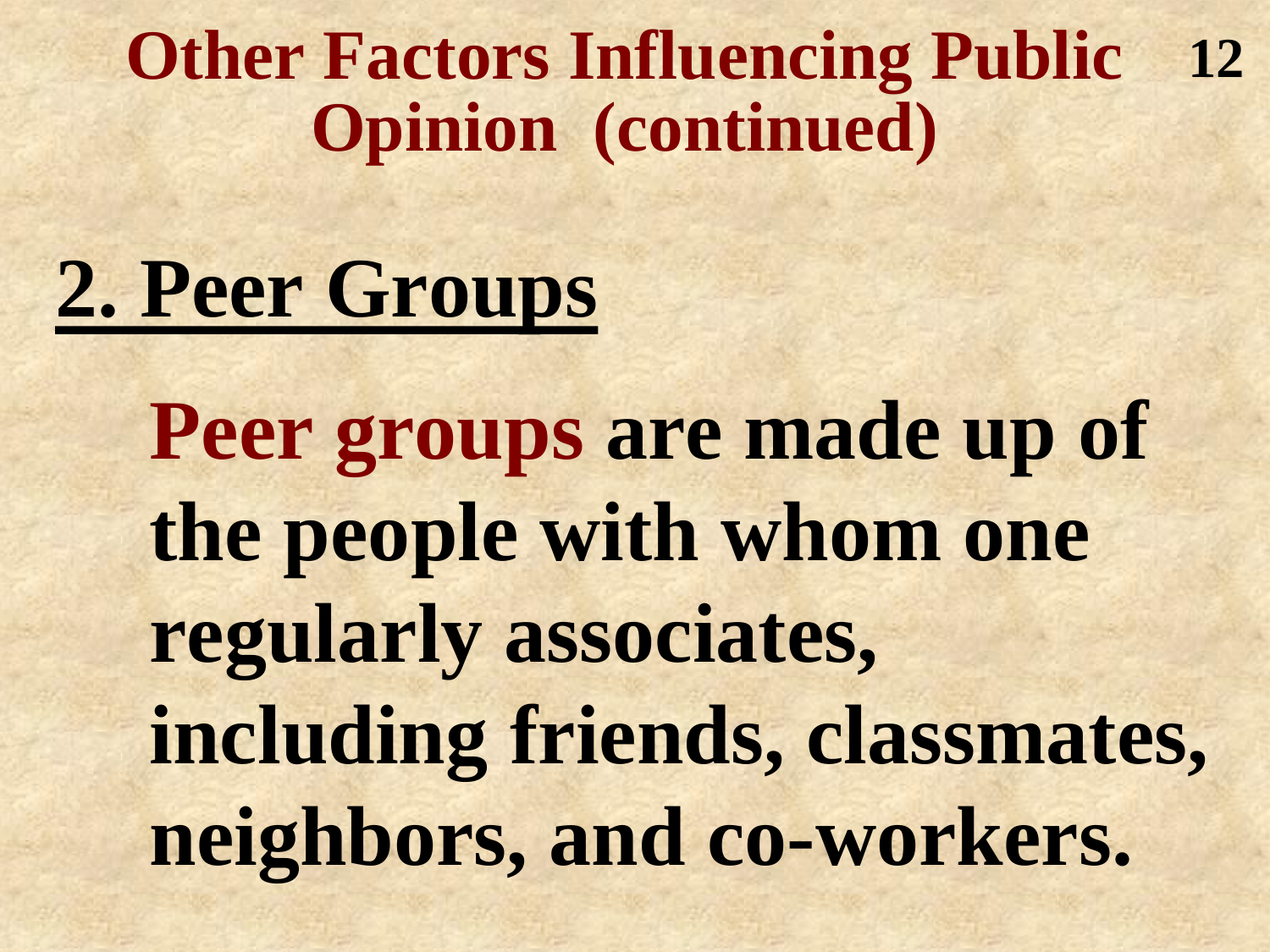# Other Factors Influencing Public Opinion (continued)

## 2. Peer Groups

**Peer groups are made up of the people with whom one regularly associates, including friends, classmates, neighbors, and co-workers.**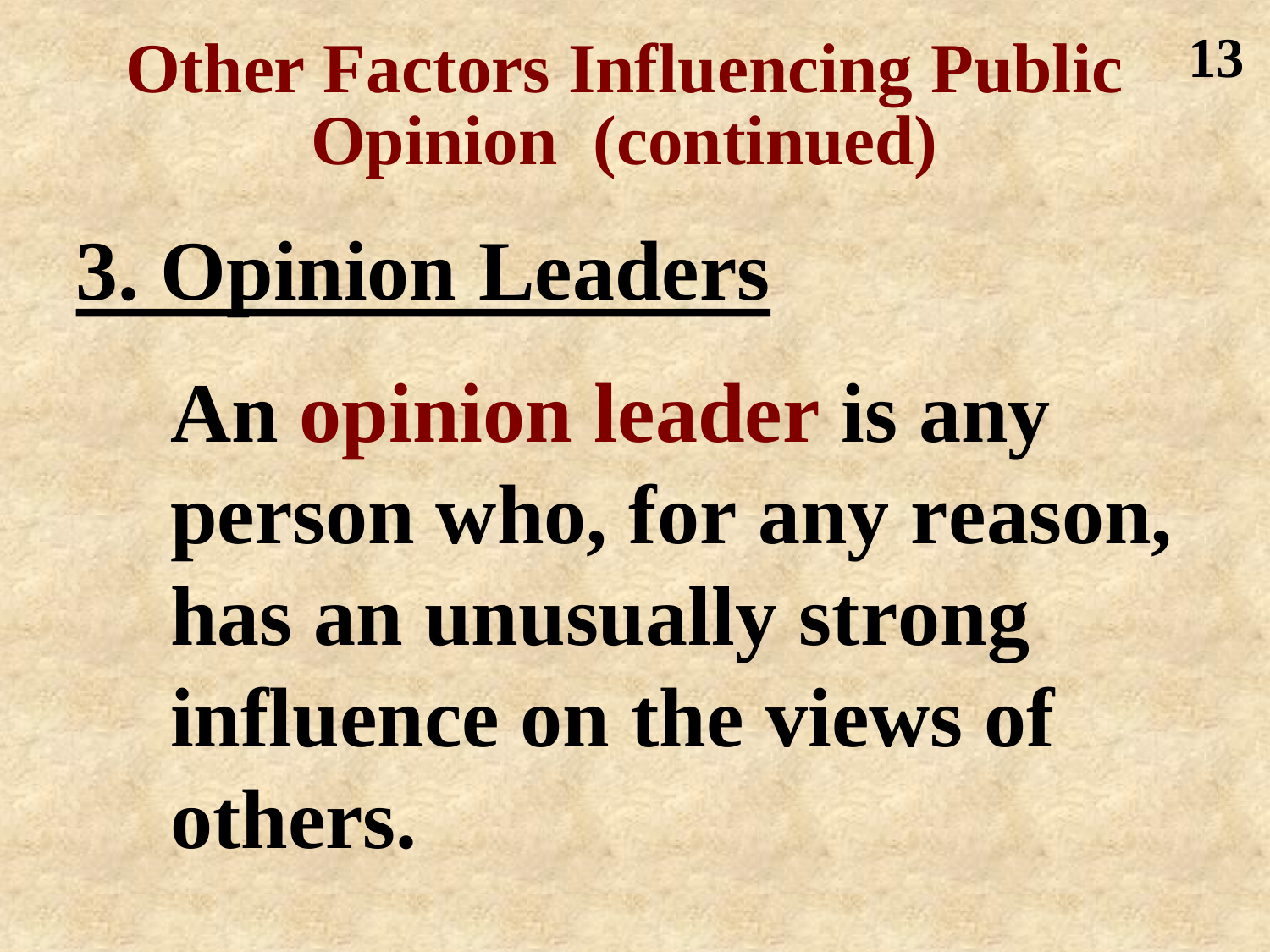# Other Factors Influencing Public Opinion (continued)

## 3. Opinion Leaders

**An opinion leader is any person who, for any reason, has an unusually strong influence on the views of others.**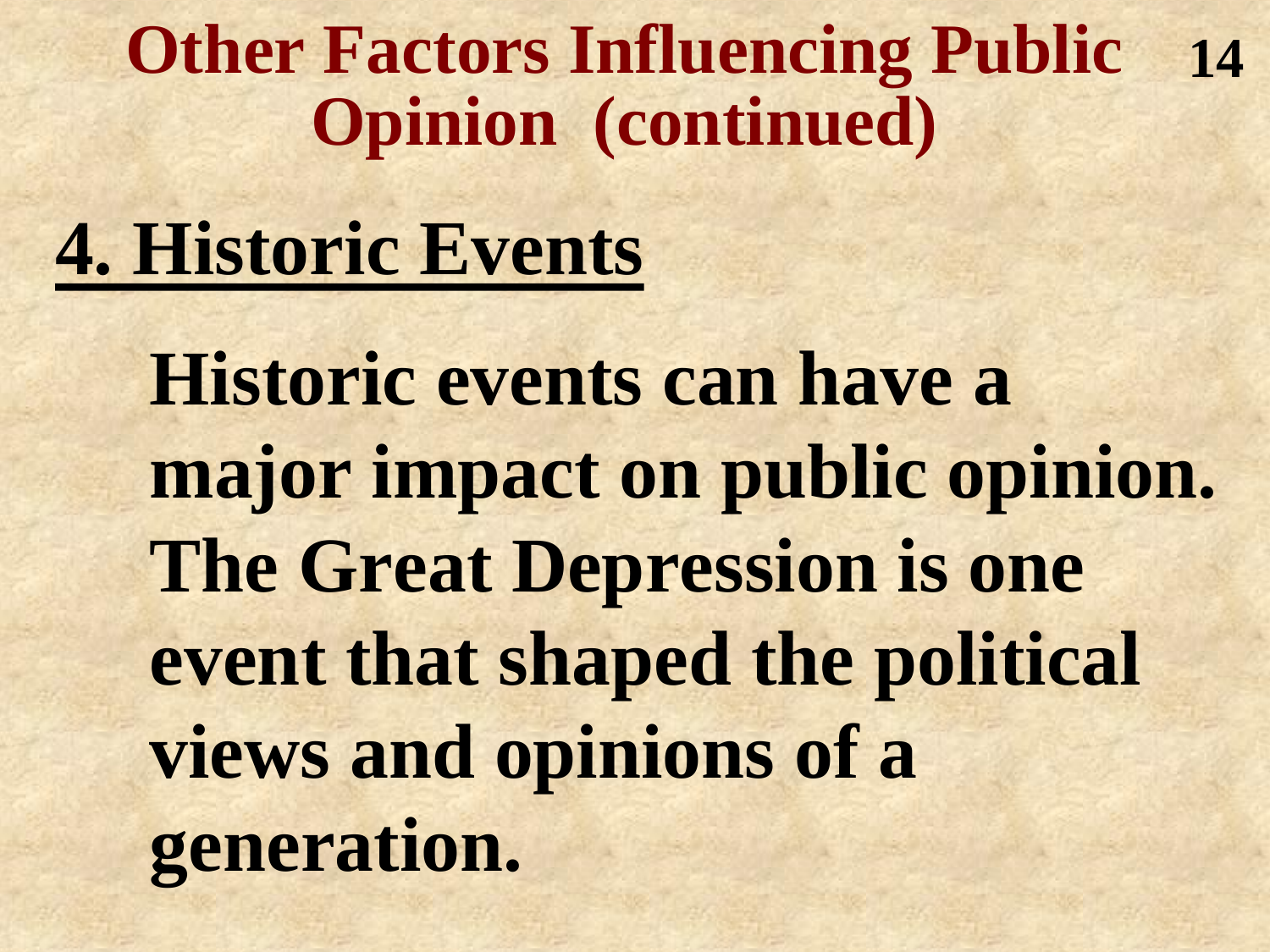# Other Factors Influencing Public Opinion (continued)

## 4. Historic Events

**Historic events can have a major impact on public opinion. The Great Depression is one event that shaped the political views and opinions of a generation.**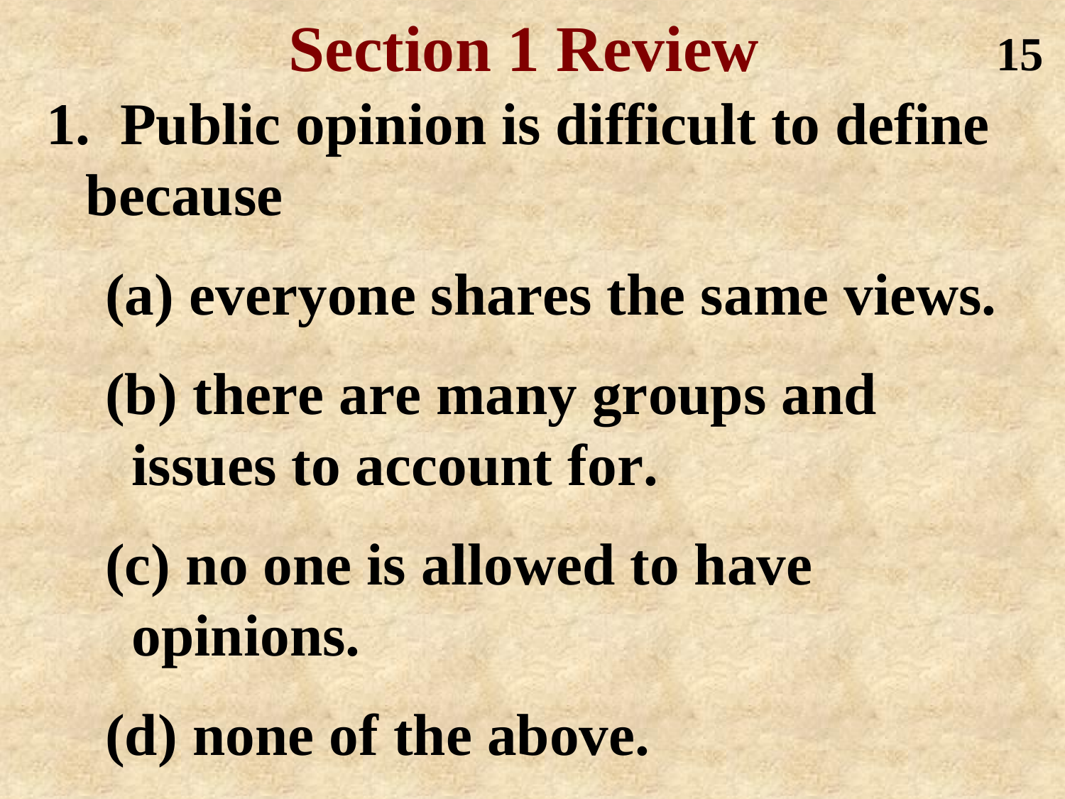# Section 1 Review

1. Public opinion is difficult to define because

   (a) everyone shares the same views.

   (b) there are many groups and issues to account for.

   (c) no one is allowed to have opinions.

   (d) none of the above.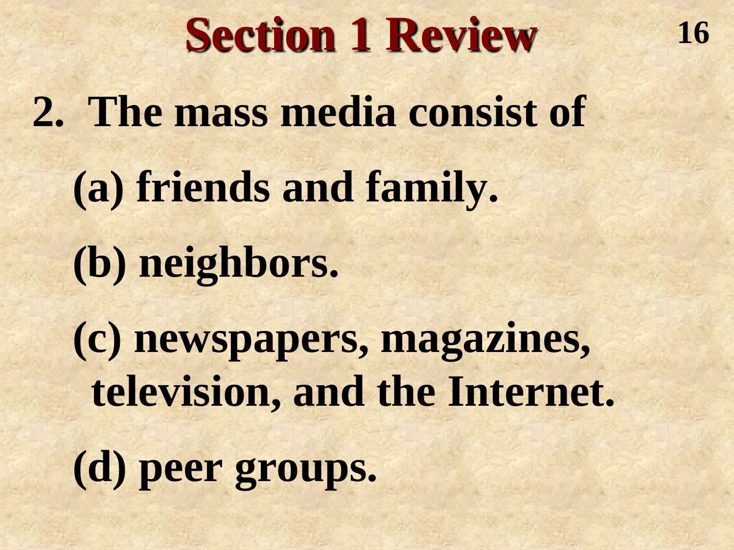# Section 1 Review

2. The mass media consist of

(a) friends and family.

(b) neighbors.

(c) newspapers, magazines, television, and the Internet.

(d) peer groups.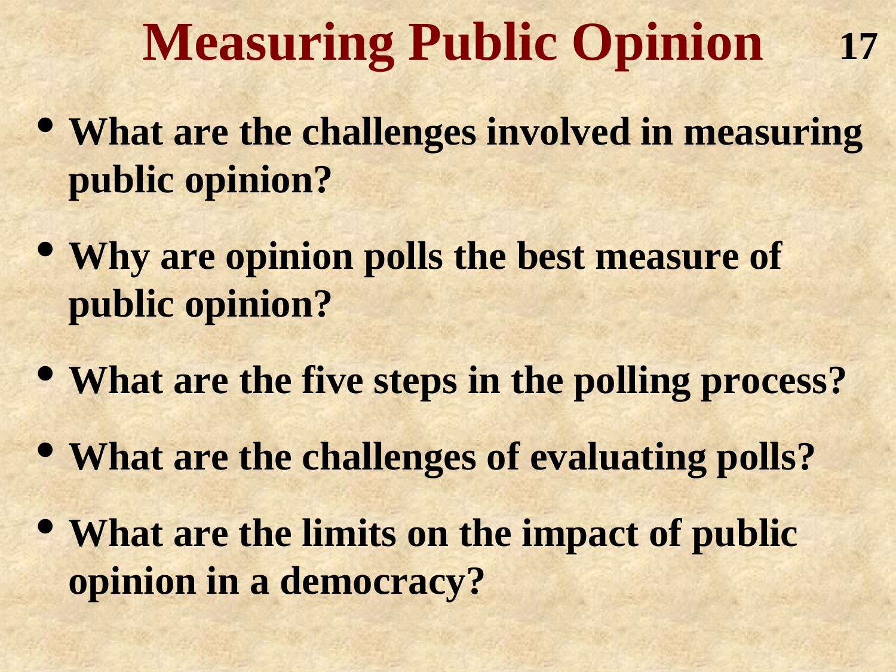# Measuring Public Opinion

- **What are the challenges involved in measuring public opinion?**
- **Why are opinion polls the best measure of public opinion?**
- **What are the five steps in the polling process?**
- **What are the challenges of evaluating polls?**
- **What are the limits on the impact of public opinion in a democracy?**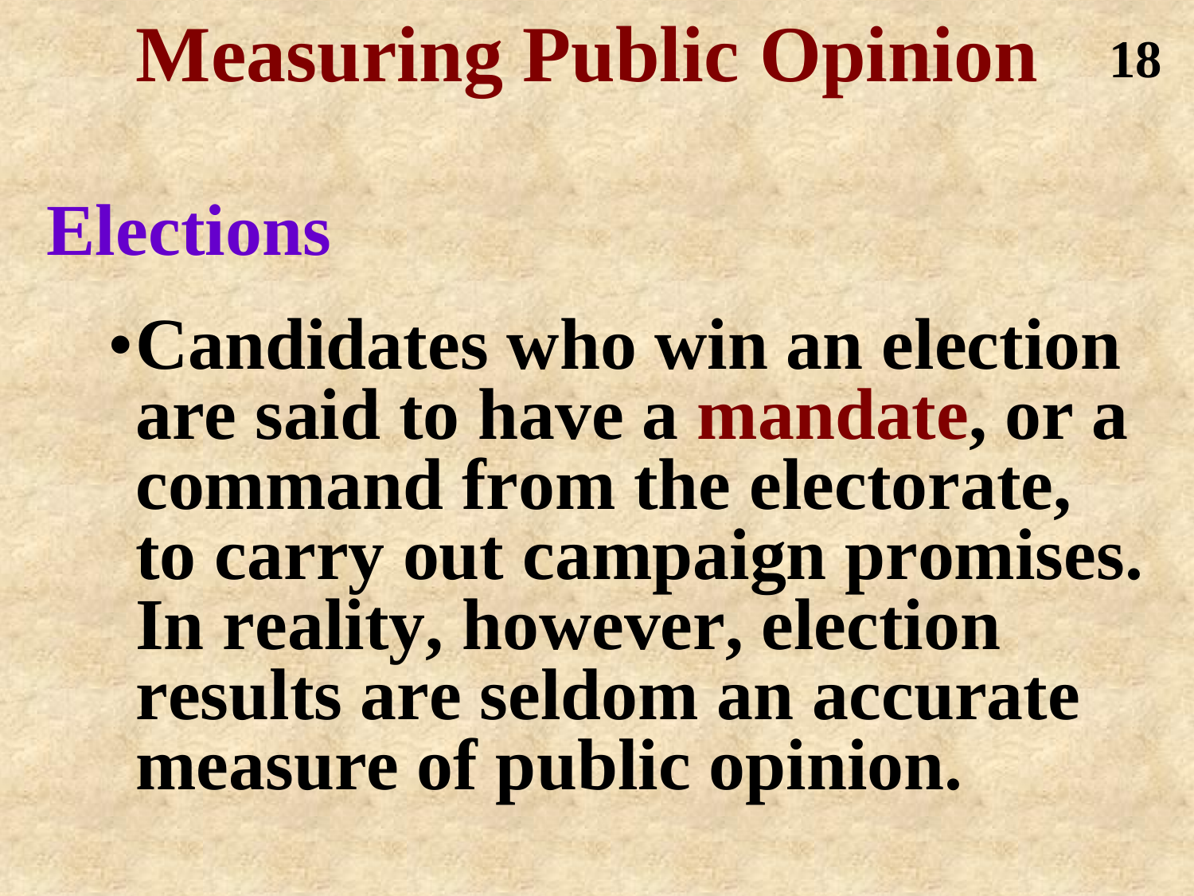# Measuring Public Opinion

## Elections

- Candidates who win an election are said to have a **mandate**, or a command from the electorate, to carry out campaign promises. In reality, however, election results are seldom an accurate measure of public opinion.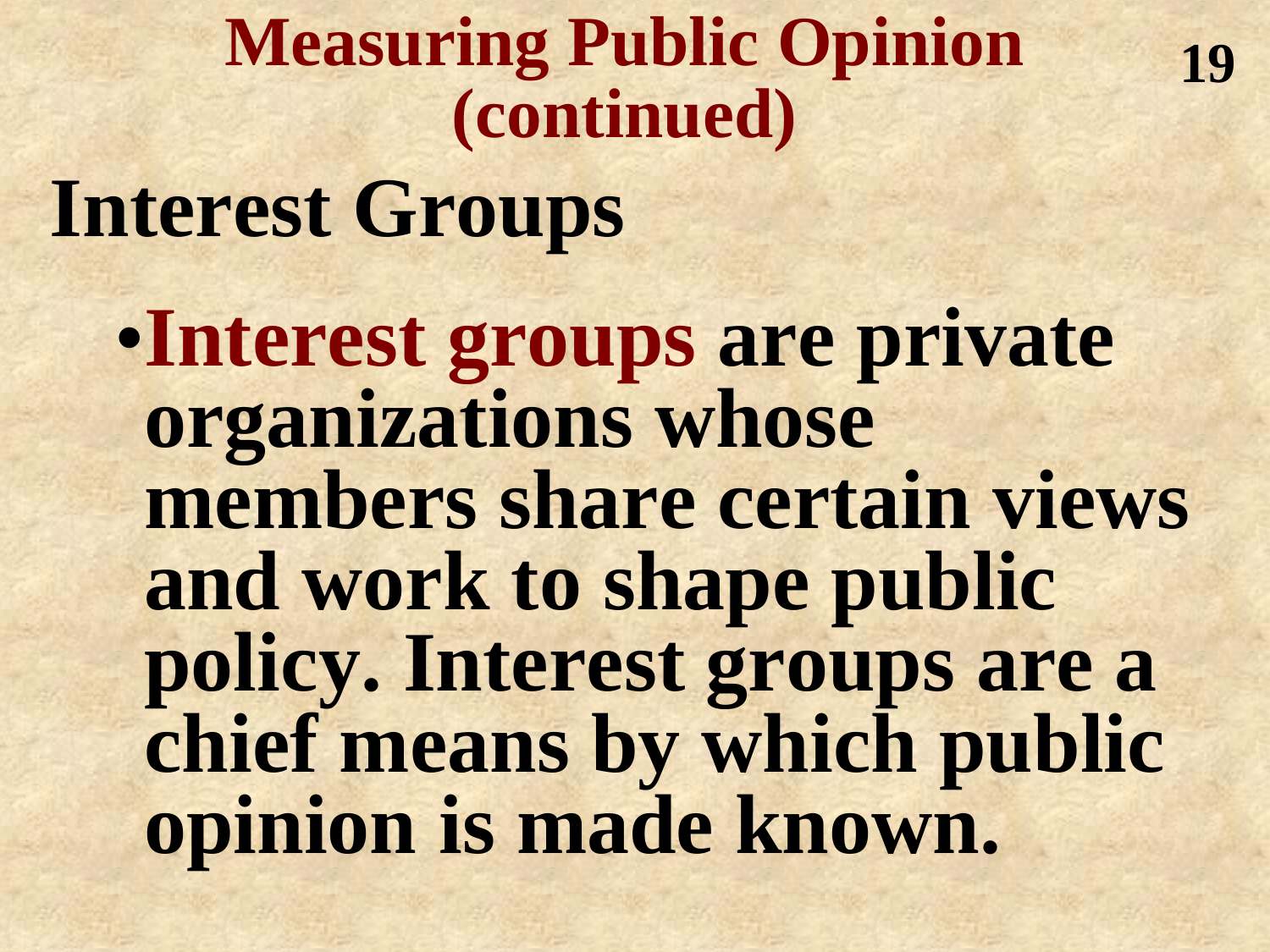# Measuring Public Opinion (continued)

## Interest Groups

- **Interest groups** are private organizations whose members share certain views and work to shape public policy. Interest groups are a chief means by which public opinion is made known.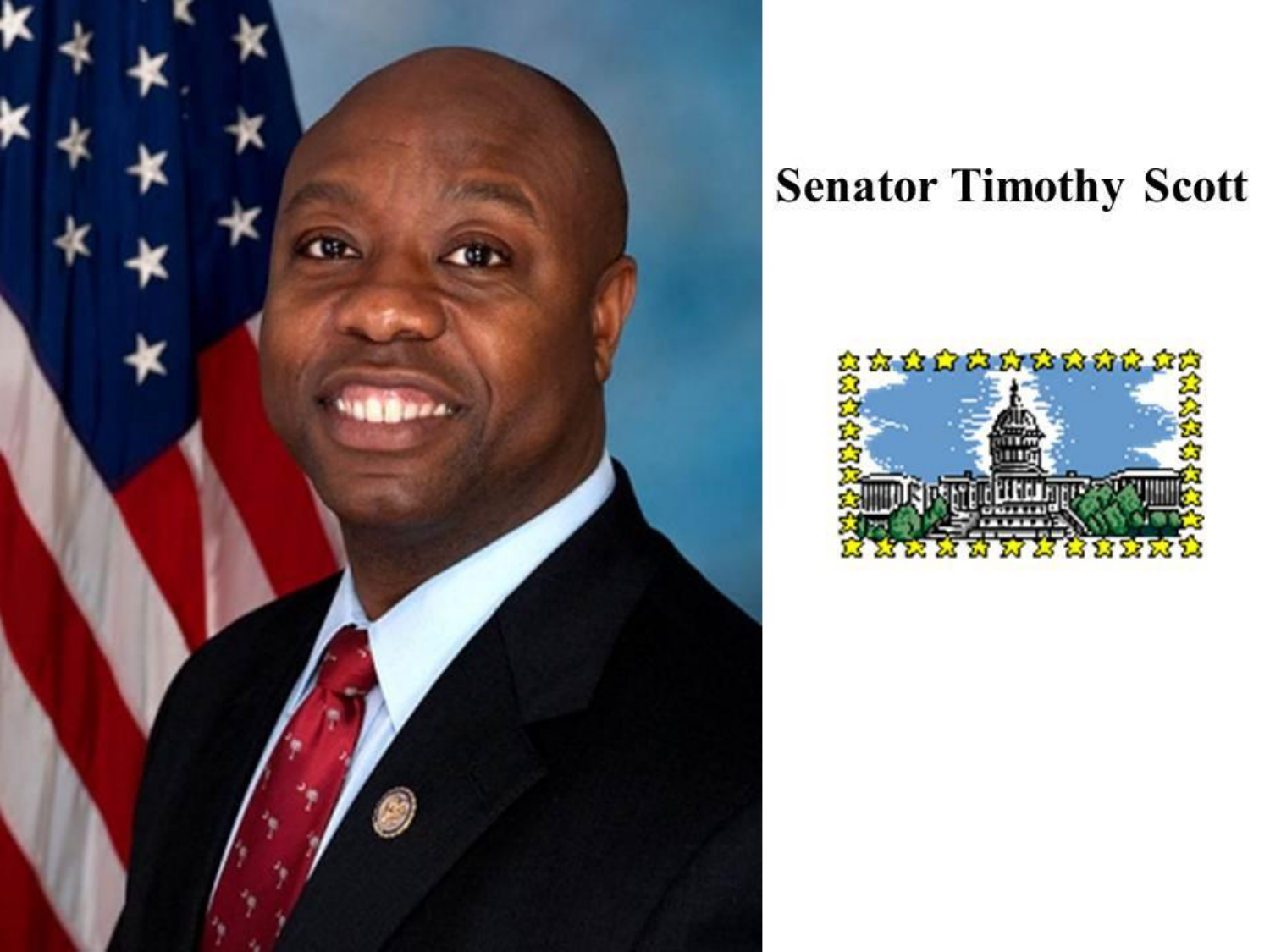**Senator Timothy Scott**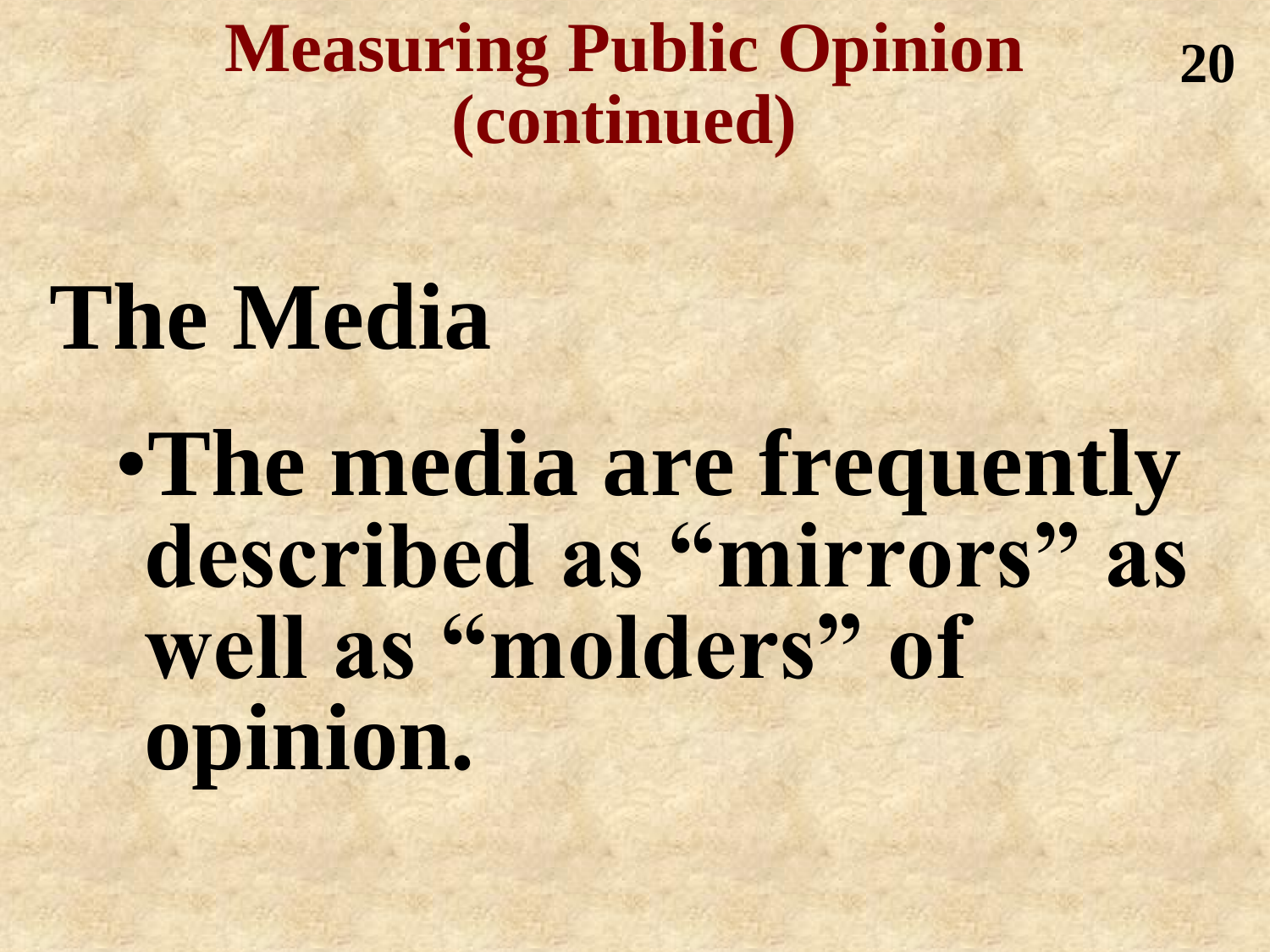# Measuring Public Opinion (continued)

## The Media

- The media are frequently described as "mirrors" as well as "molders" of opinion.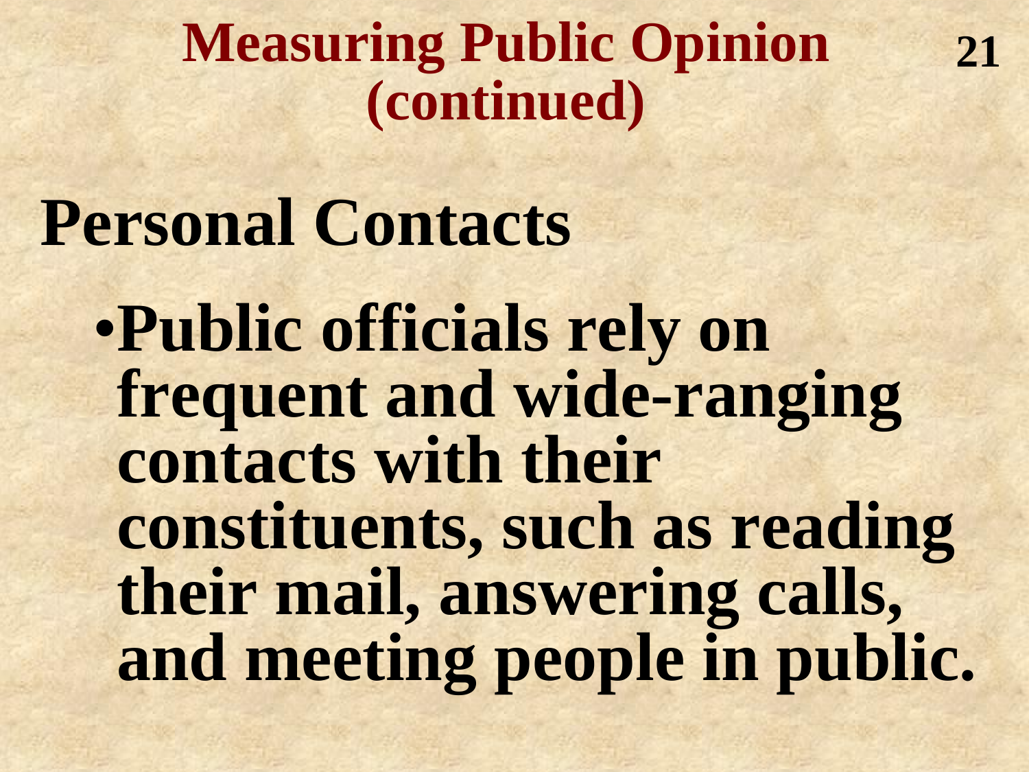# Measuring Public Opinion (continued)

## Personal Contacts

- **Public officials rely on frequent and wide-ranging contacts with their constituents, such as reading their mail, answering calls, and meeting people in public.**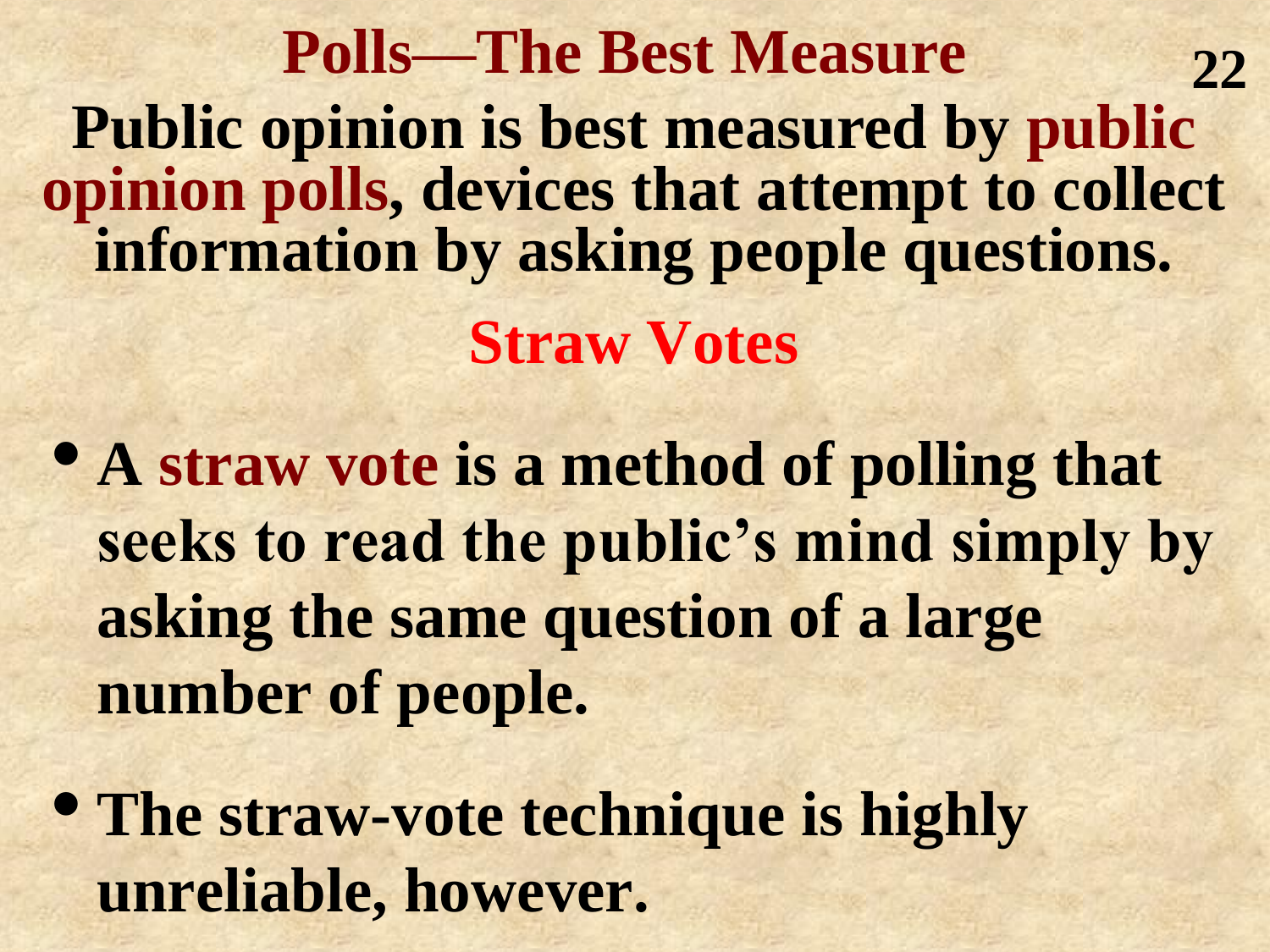# Polls—The Best Measure

**Public opinion is best measured by public opinion polls, devices that attempt to collect information by asking people questions.**

## Straw Votes

- **A straw vote is a method of polling that seeks to read the public's mind simply by asking the same question of a large number of people.**
- **The straw-vote technique is highly unreliable, however.**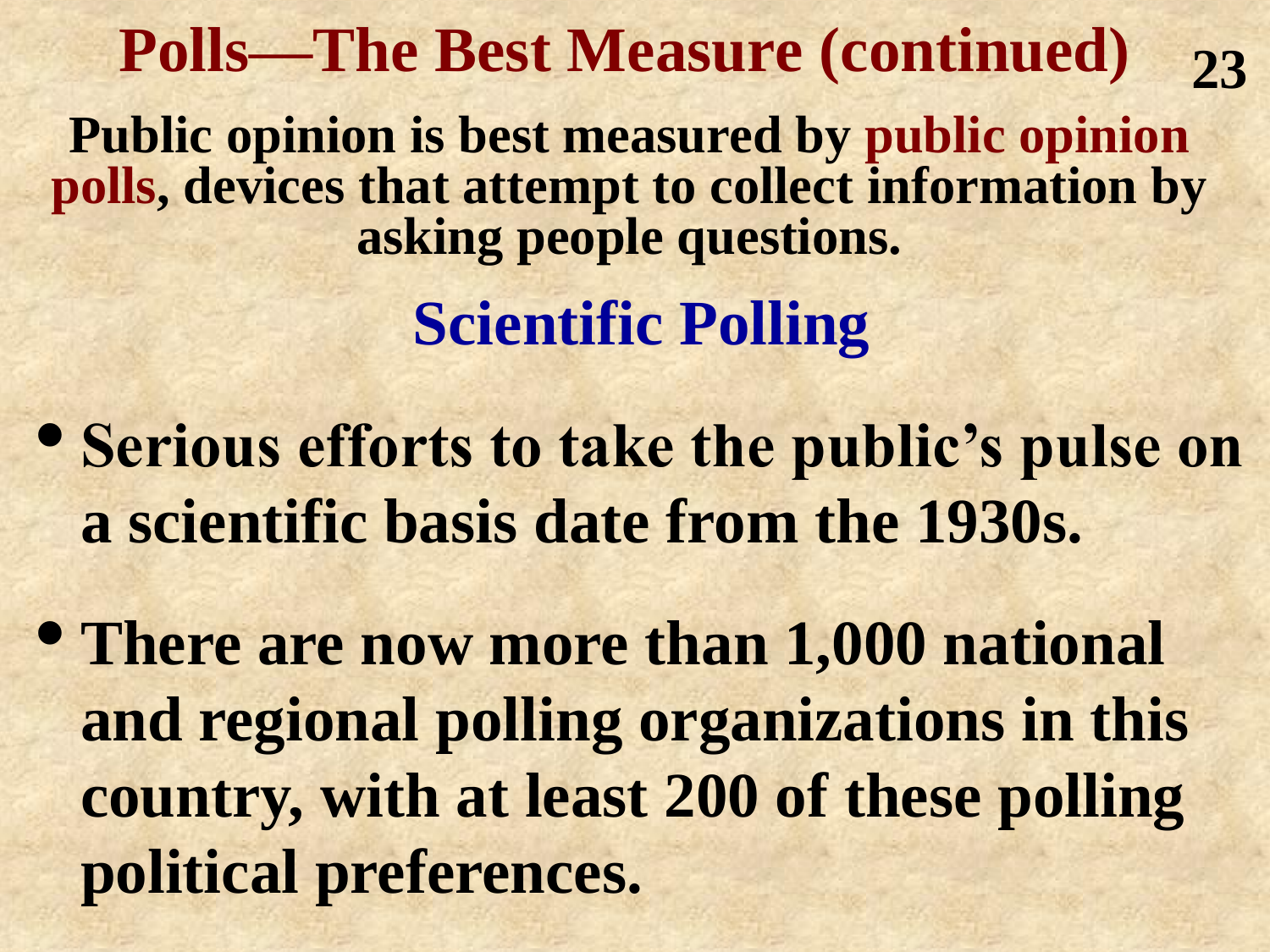# Polls—The Best Measure (continued)

**Public opinion is best measured by public opinion polls, devices that attempt to collect information by asking people questions.**

## Scientific Polling

- **Serious efforts to take the public's pulse on a scientific basis date from the 1930s.**
- **There are now more than 1,000 national and regional polling organizations in this country, with at least 200 of these polling political preferences.**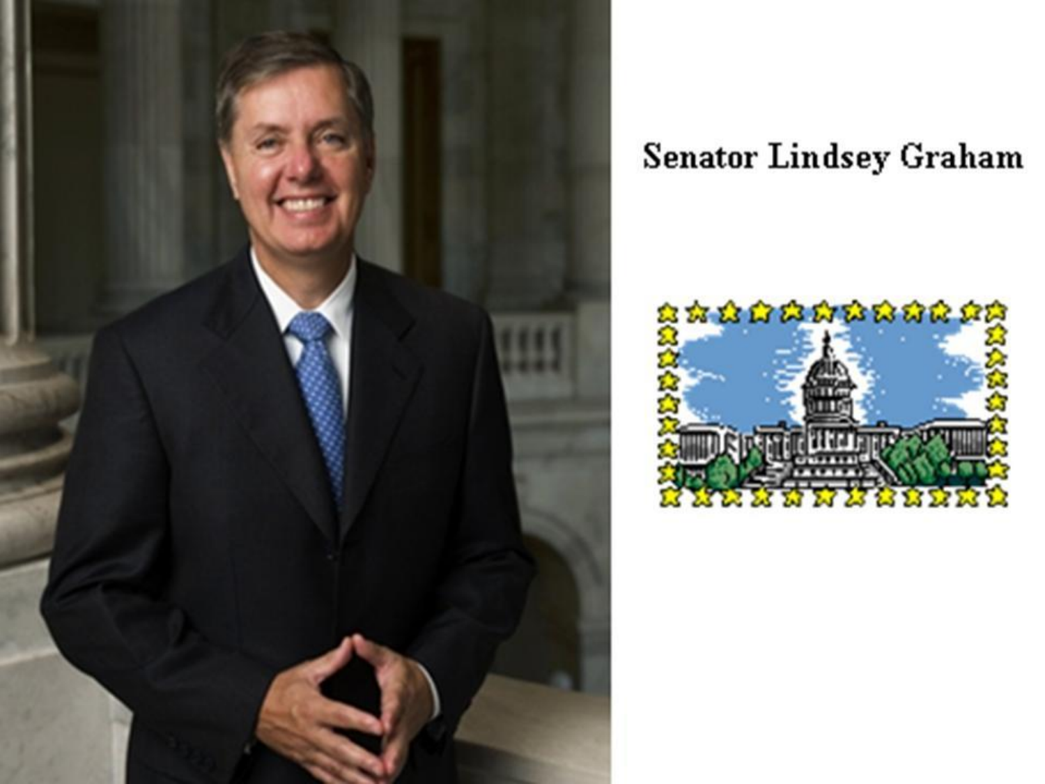Senator Lindsey Graham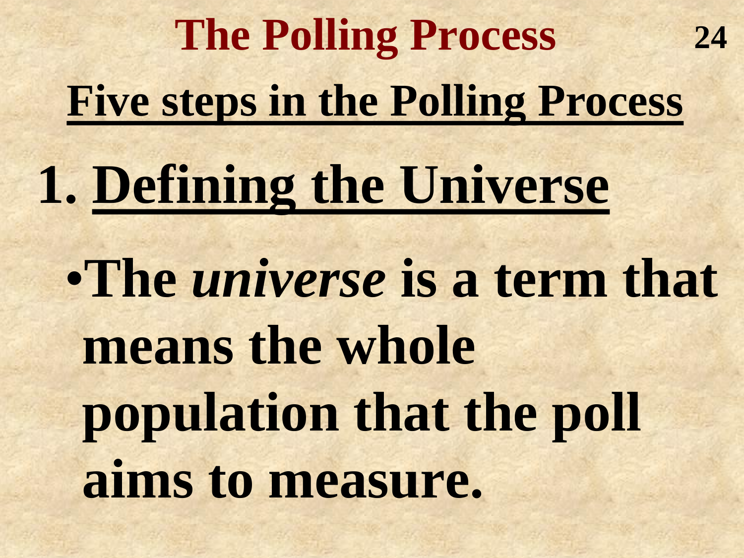# The Polling Process

## Five steps in the Polling Process

### 1. Defining the Universe

- The *universe* is a term that means the whole population that the poll aims to measure.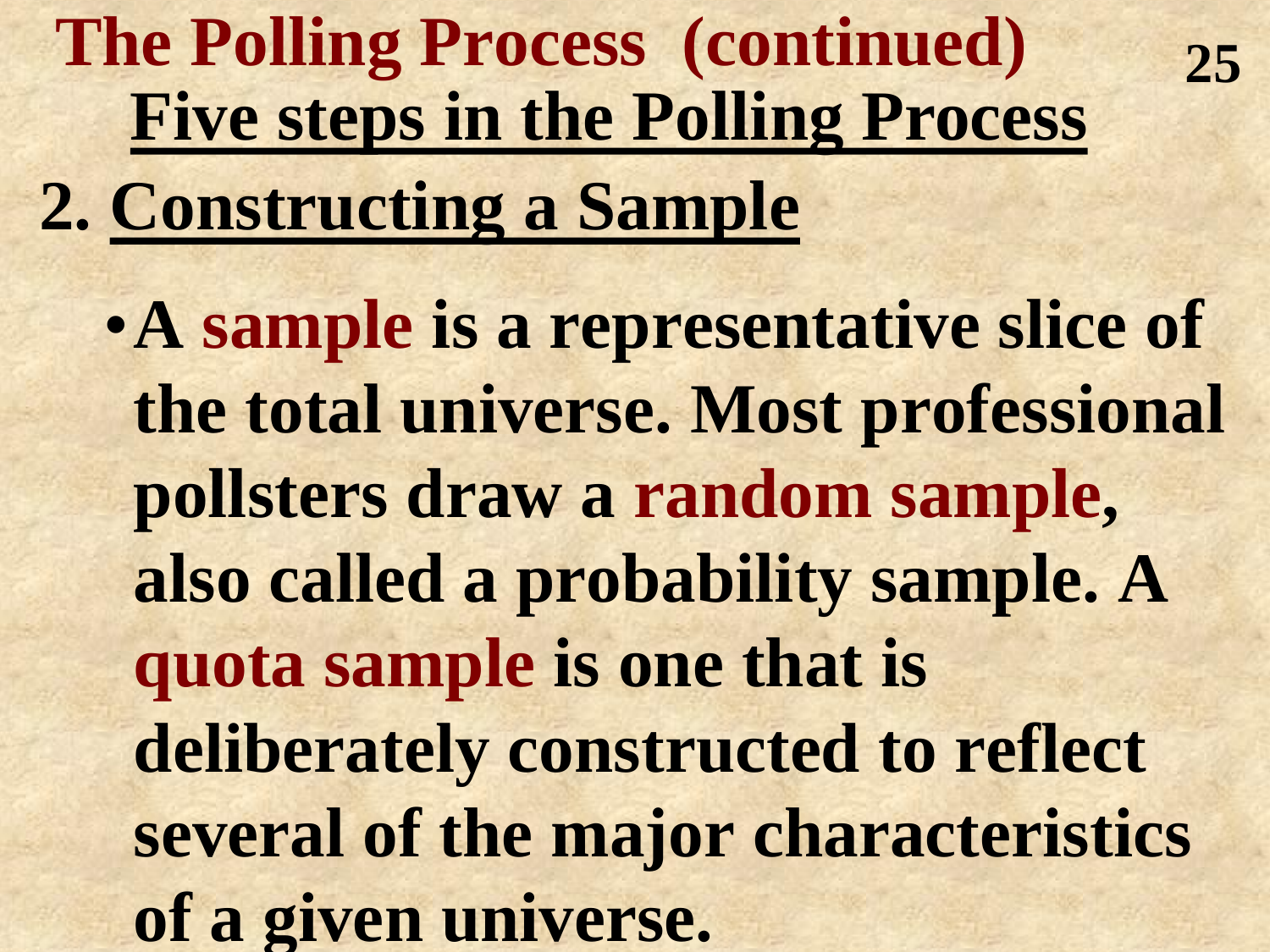# The Polling Process (continued)

## Five steps in the Polling Process

### 2. Constructing a Sample

- A **sample** is a representative slice of the total universe. Most professional pollsters draw a **random sample**, also called a probability sample. A **quota sample** is one that is deliberately constructed to reflect several of the major characteristics of a given universe.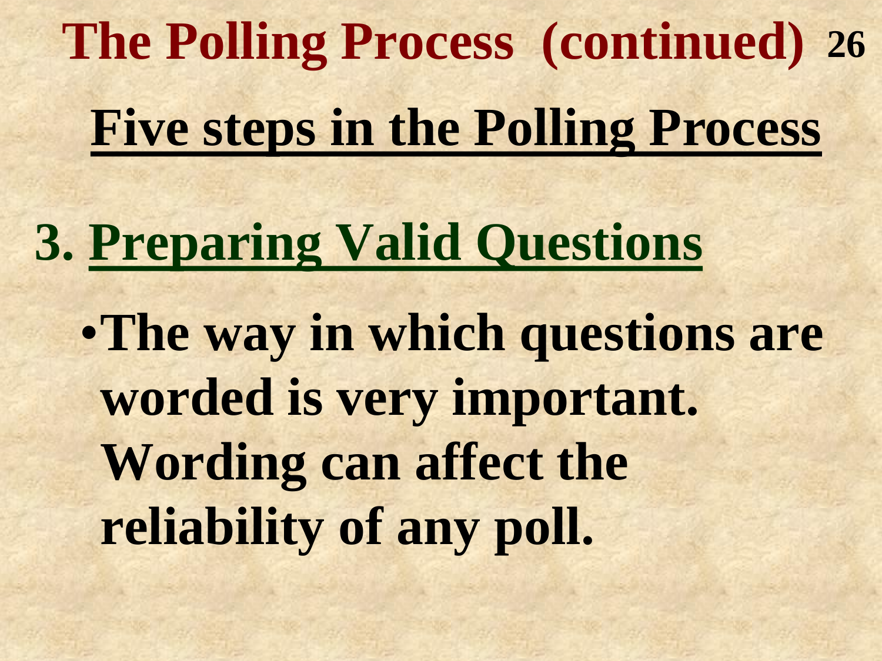# The Polling Process (continued)

## Five steps in the Polling Process

### 3. Preparing Valid Questions

- The way in which questions are worded is very important. Wording can affect the reliability of any poll.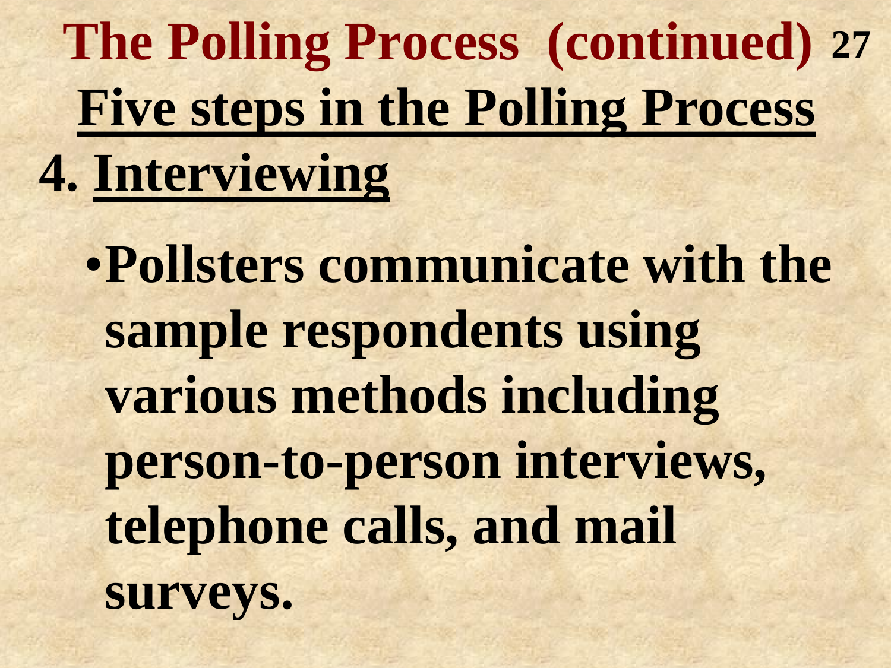# The Polling Process (continued)

## Five steps in the Polling Process

### 4. Interviewing

- **Pollsters communicate with the sample respondents using various methods including person-to-person interviews, telephone calls, and mail surveys.**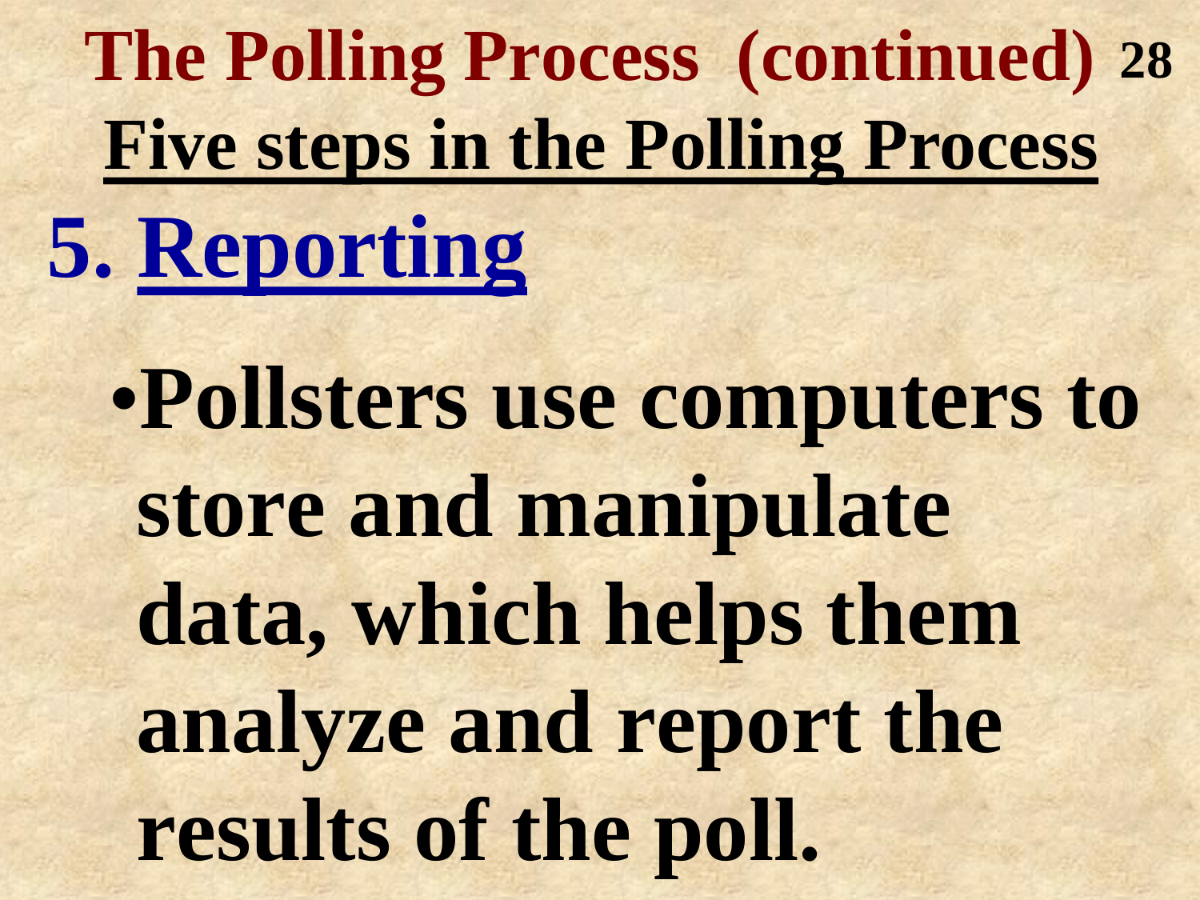# The Polling Process (continued)

## Five steps in the Polling Process

### 5. Reporting

- Pollsters use computers to store and manipulate data, which helps them analyze and report the results of the poll.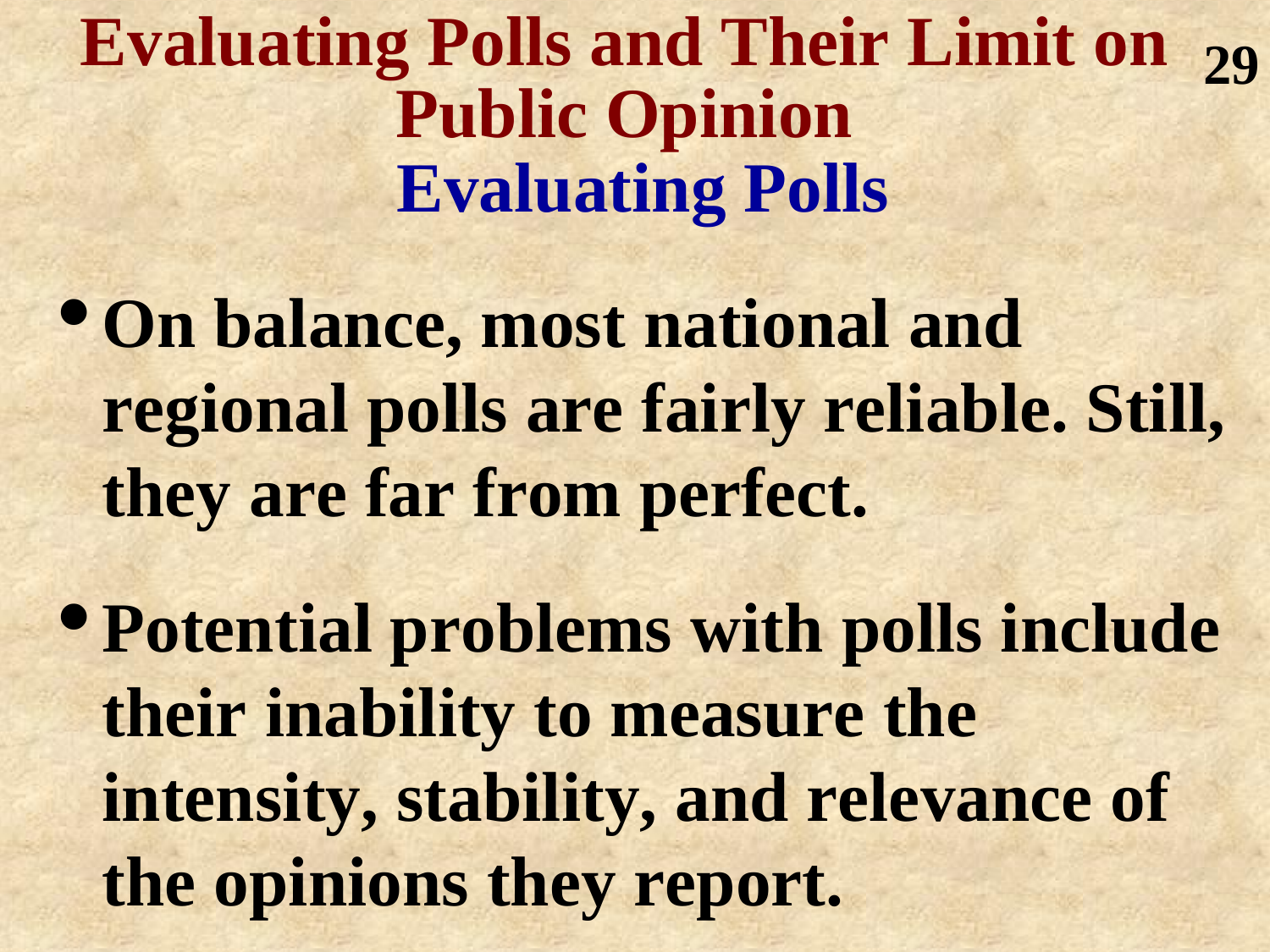# Evaluating Polls and Their Limit on Public Opinion

## Evaluating Polls

- On balance, most national and regional polls are fairly reliable. Still, they are far from perfect.
- Potential problems with polls include their inability to measure the intensity, stability, and relevance of the opinions they report.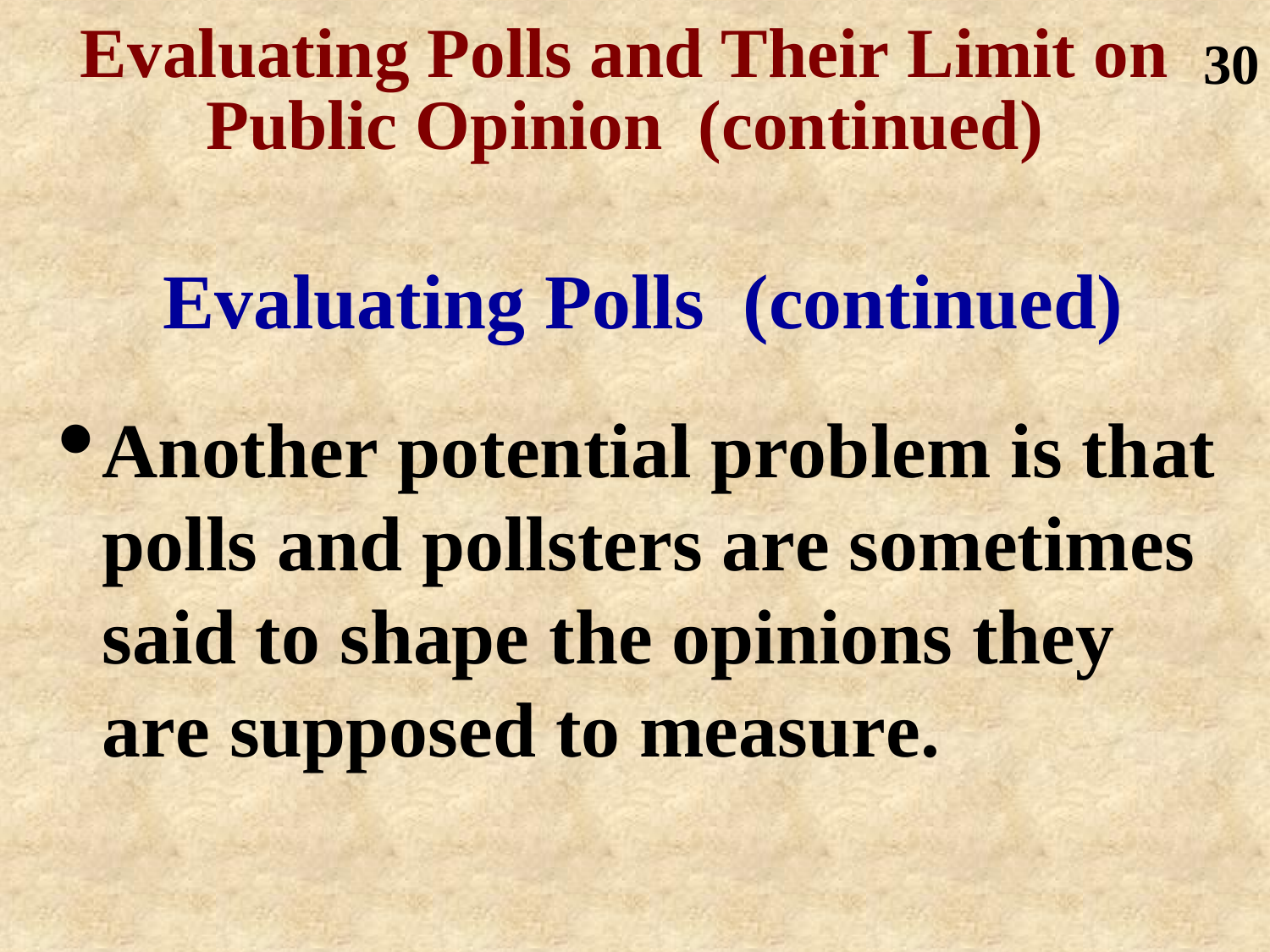# Evaluating Polls and Their Limit on Public Opinion (continued)

## Evaluating Polls (continued)

- **Another potential problem is that polls and pollsters are sometimes said to shape the opinions they are supposed to measure.**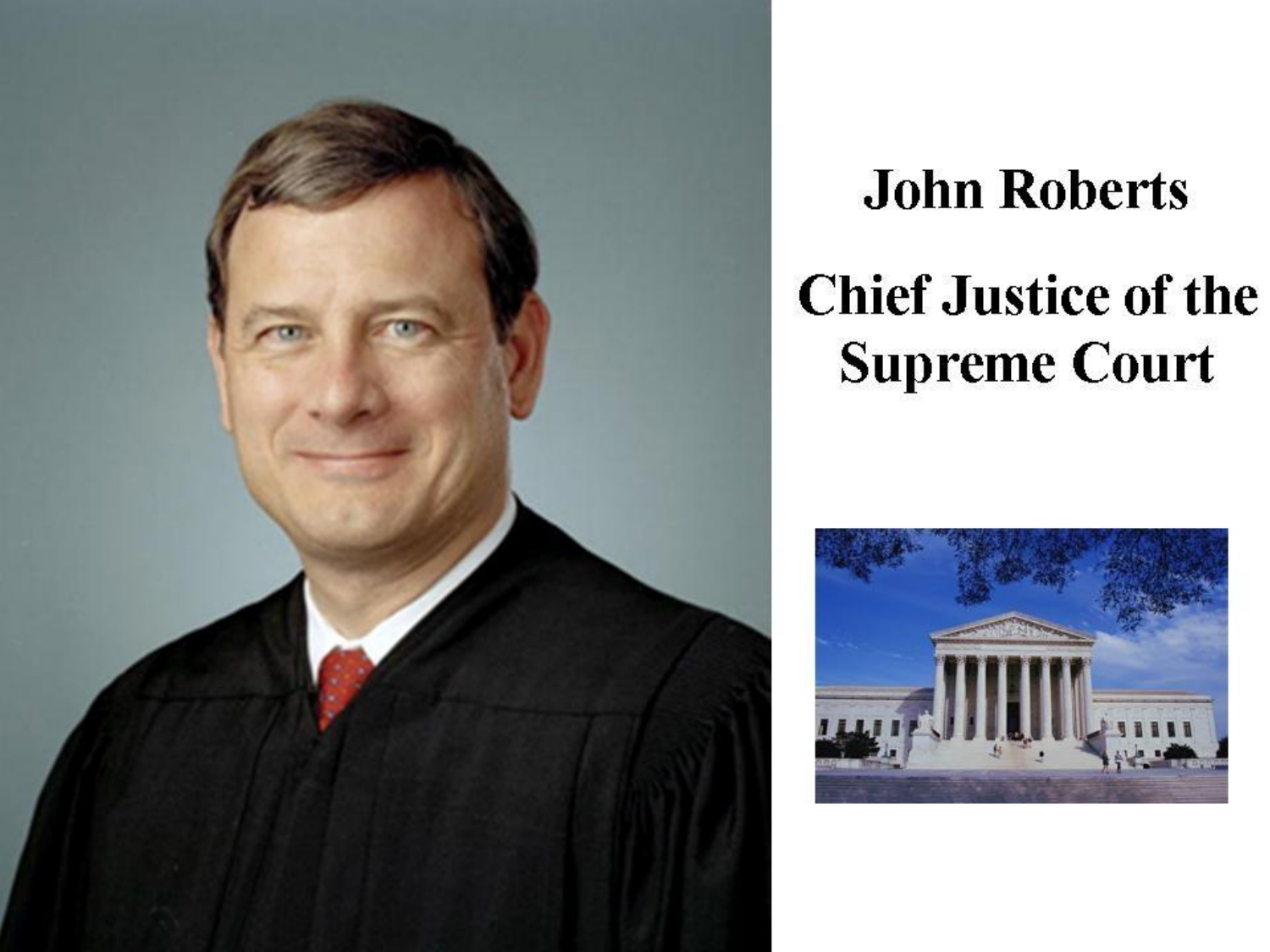**John Roberts**

**Chief Justice of the Supreme Court**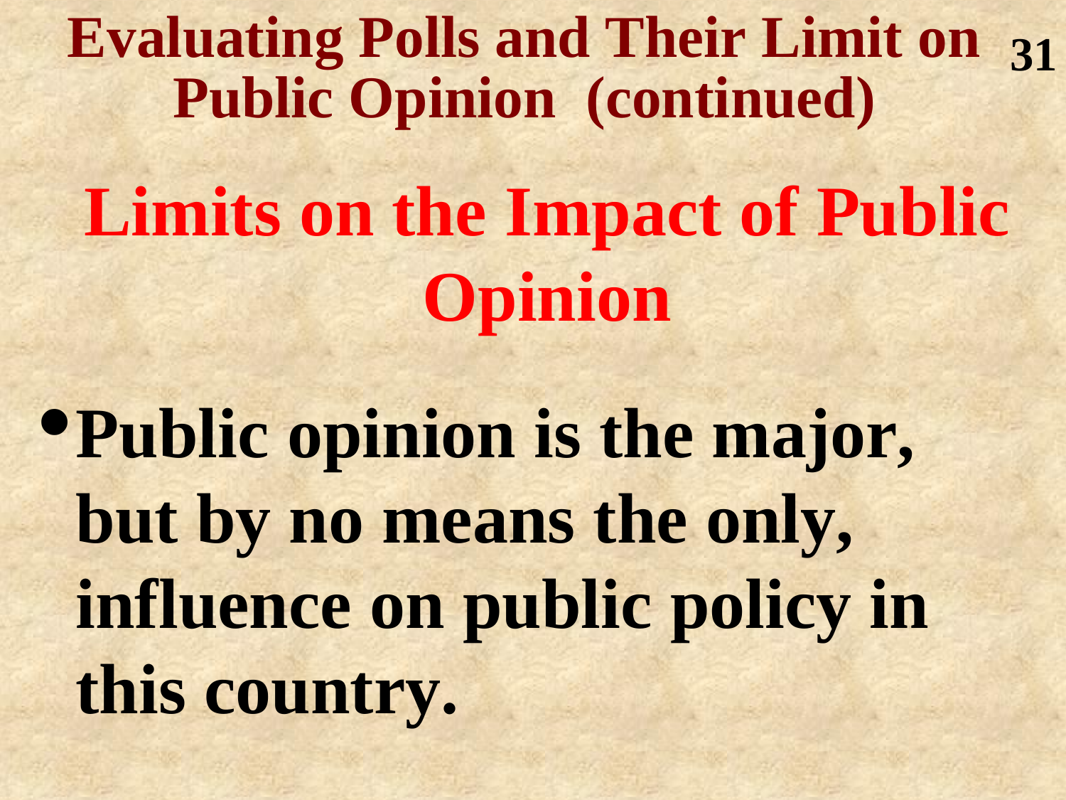# Evaluating Polls and Their Limit on Public Opinion (continued)

## Limits on the Impact of Public Opinion

- **Public opinion is the major, but by no means the only, influence on public policy in this country.**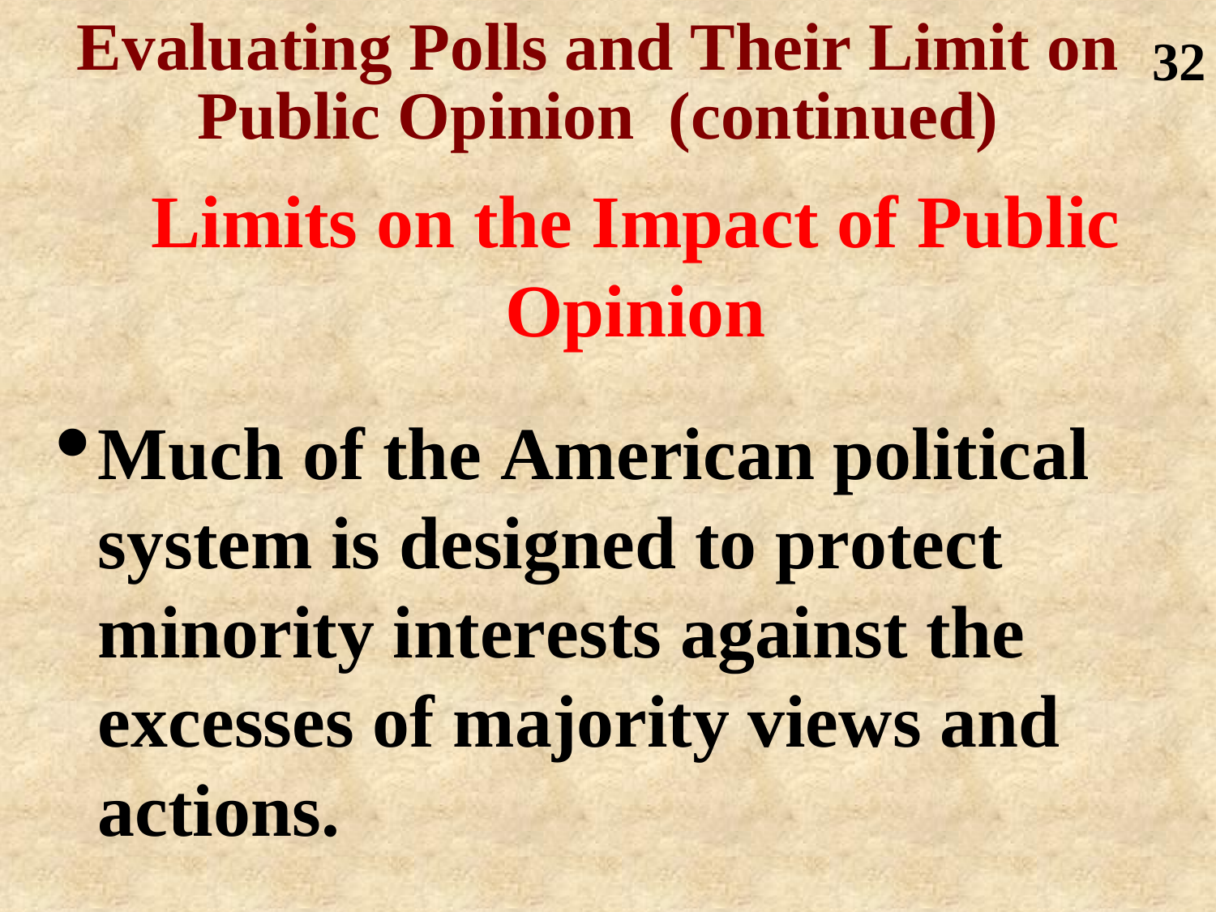# Evaluating Polls and Their Limit on Public Opinion (continued)

## Limits on the Impact of Public Opinion

- **Much of the American political system is designed to protect minority interests against the excesses of majority views and actions.**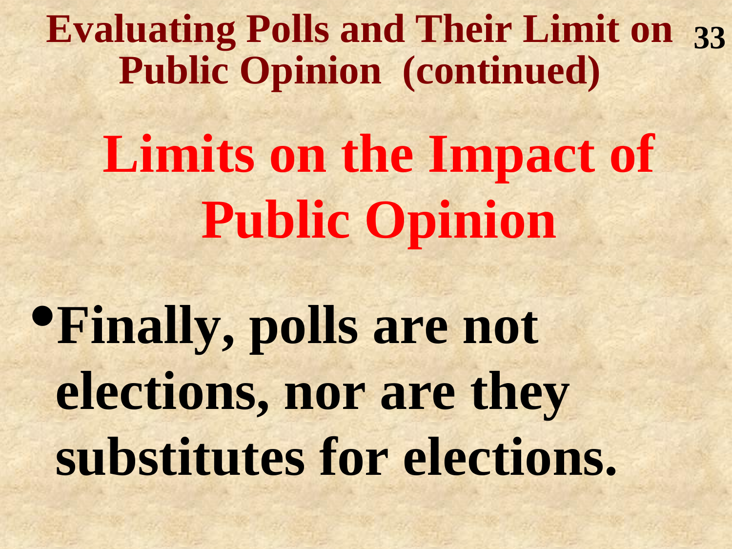# Evaluating Polls and Their Limit on Public Opinion (continued)

## Limits on the Impact of Public Opinion

- **Finally, polls are not elections, nor are they substitutes for elections.**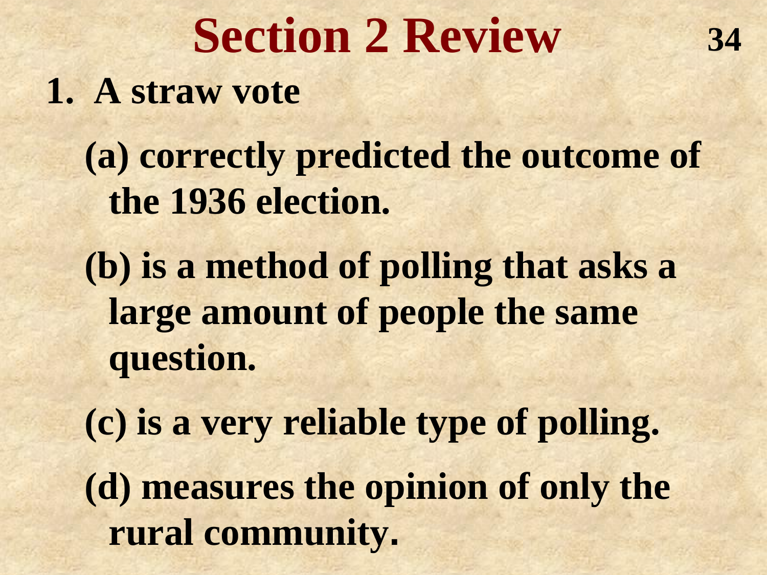# Section 2 Review

1. A straw vote

   (a) correctly predicted the outcome of the 1936 election.

   (b) is a method of polling that asks a large amount of people the same question.

   (c) is a very reliable type of polling.

   (d) measures the opinion of only the rural community.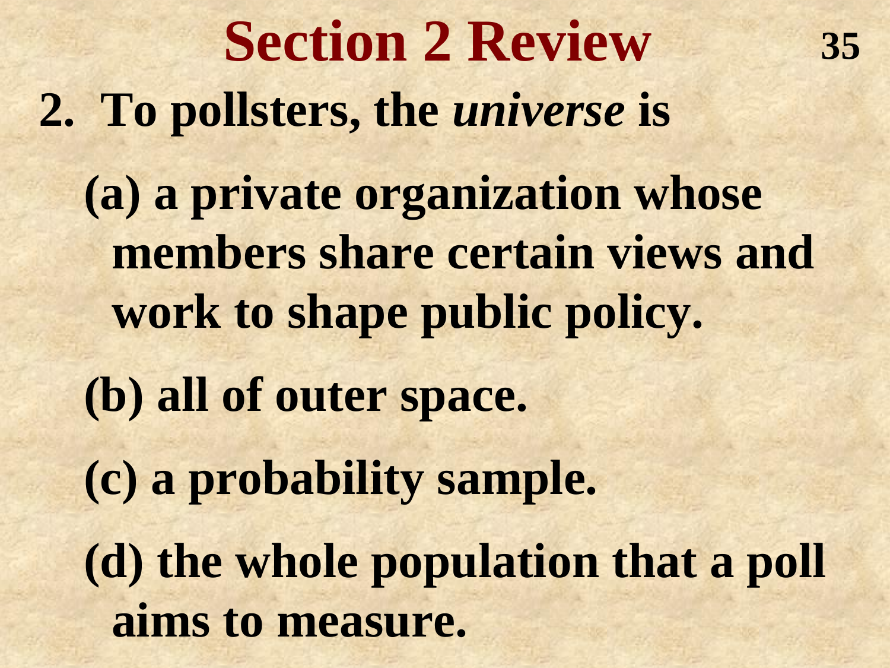# Section 2 Review

2. To pollsters, the *universe* is

   (a) a private organization whose members share certain views and work to shape public policy.

   (b) all of outer space.

   (c) a probability sample.

   (d) the whole population that a poll aims to measure.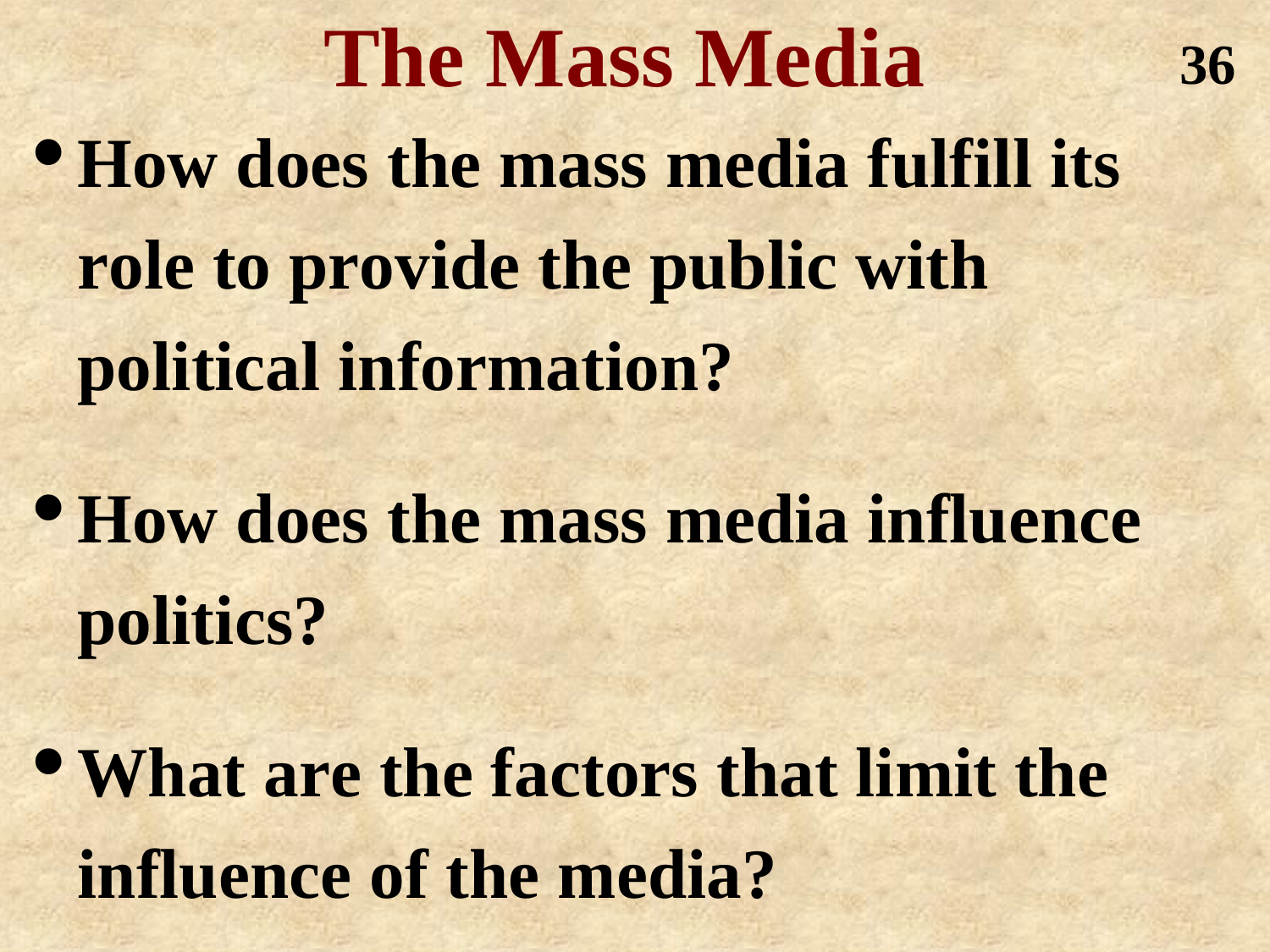# The Mass Media

- **How does the mass media fulfill its role to provide the public with political information?**
- **How does the mass media influence politics?**
- **What are the factors that limit the influence of the media?**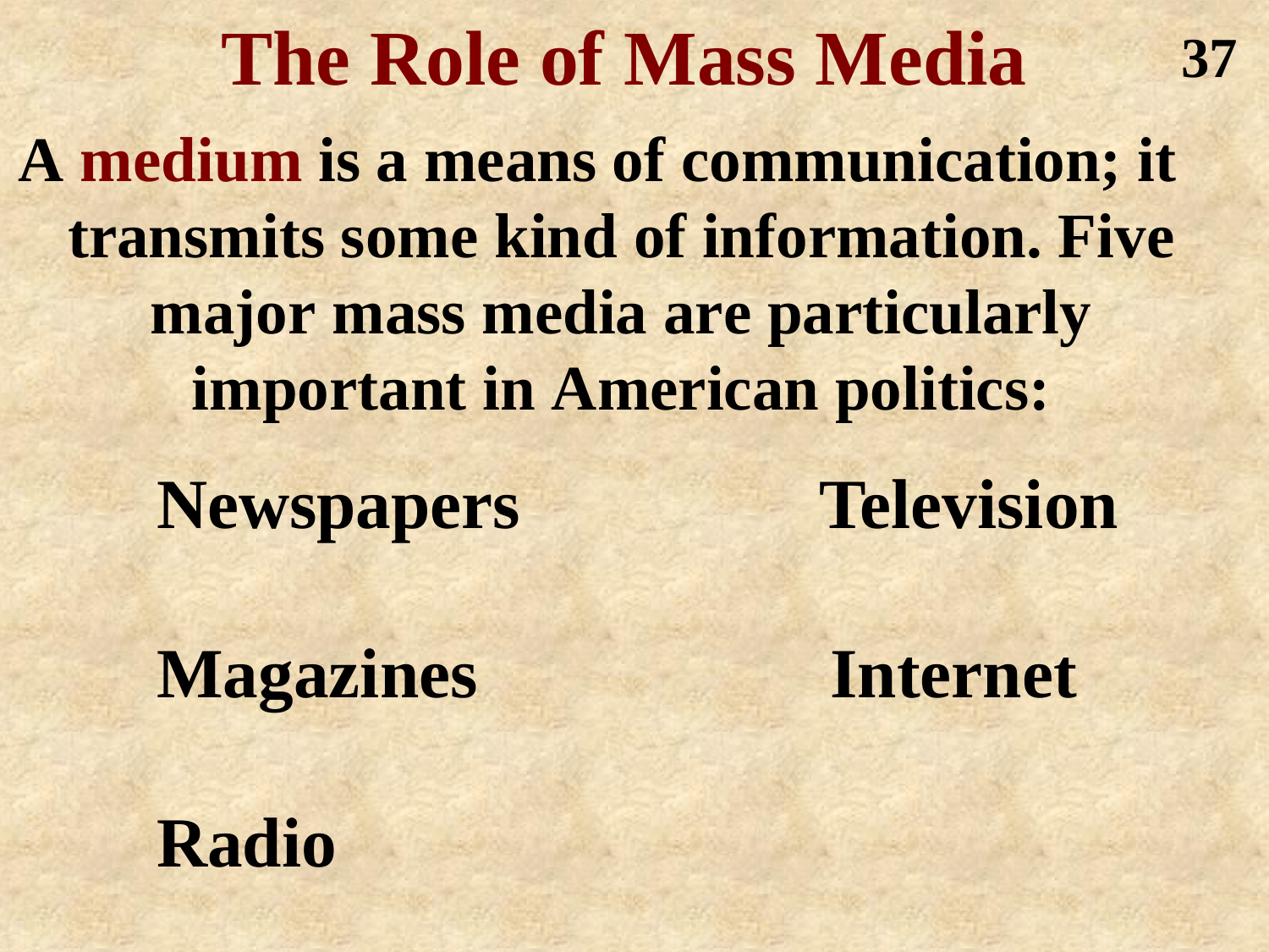# The Role of Mass Media

**A medium is a means of communication; it transmits some kind of information. Five major mass media are particularly important in American politics:**

- **Newspapers**
- **Television**
- **Magazines**
- **Internet**
- **Radio**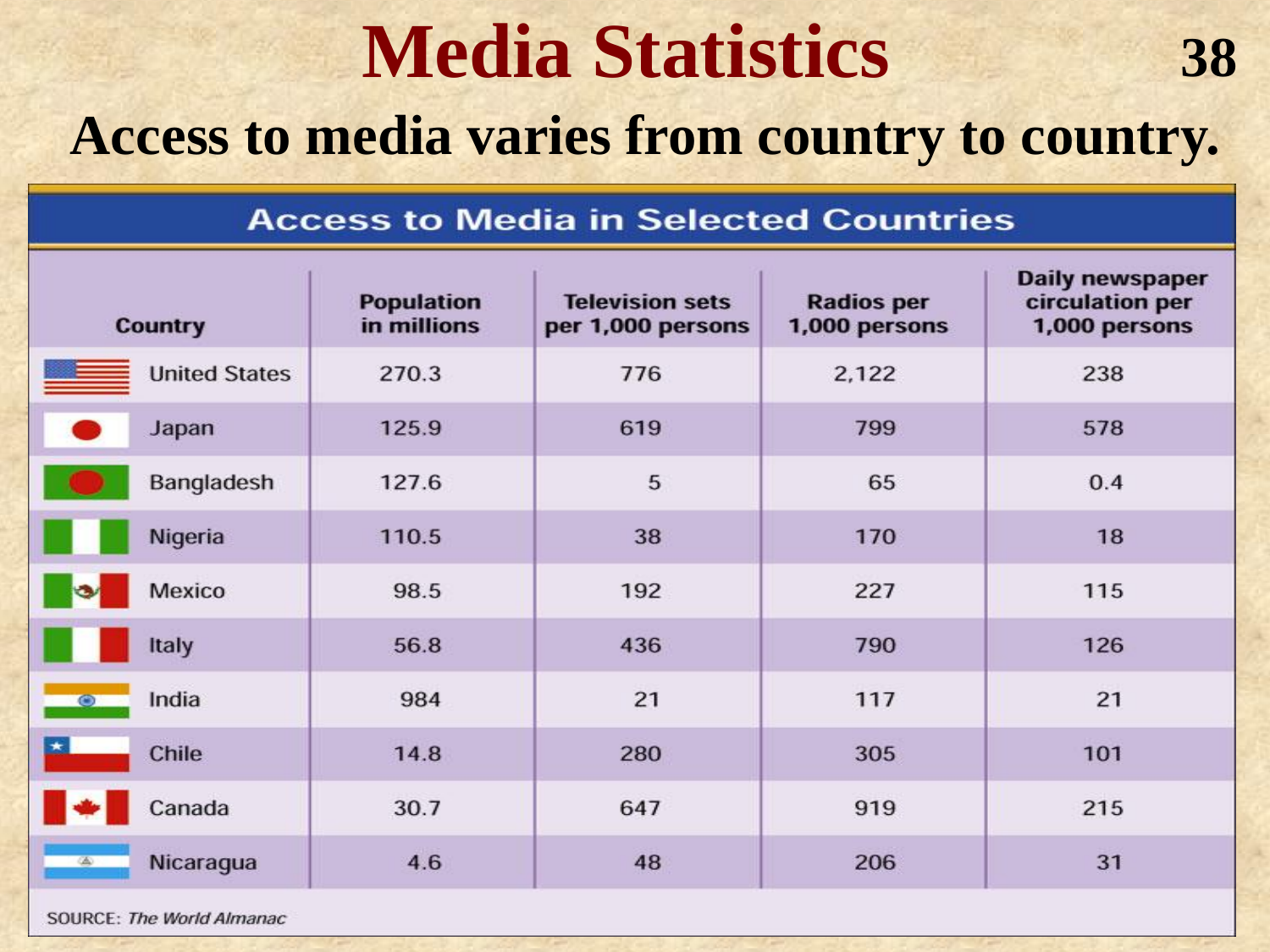# Media Statistics

## Access to media varies from country to country.

### Access to Media in Selected Countries

| Country | Population in millions | Television sets per 1,000 persons | Radios per 1,000 persons | Daily newspaper circulation per 1,000 persons |
|---|---|---|---|---|
| United States | 270.3 | 776 | 2,122 | 238 |
| Japan | 125.9 | 619 | 799 | 578 |
| Bangladesh | 127.6 | 5 | 65 | 0.4 |
| Nigeria | 110.5 | 38 | 170 | 18 |
| Mexico | 98.5 | 192 | 227 | 115 |
| Italy | 56.8 | 436 | 790 | 126 |
| India | 984 | 21 | 117 | 21 |
| Chile | 14.8 | 280 | 305 | 101 |
| Canada | 30.7 | 647 | 919 | 215 |
| Nicaragua | 4.6 | 48 | 206 | 31 |

SOURCE: *The World Almanac*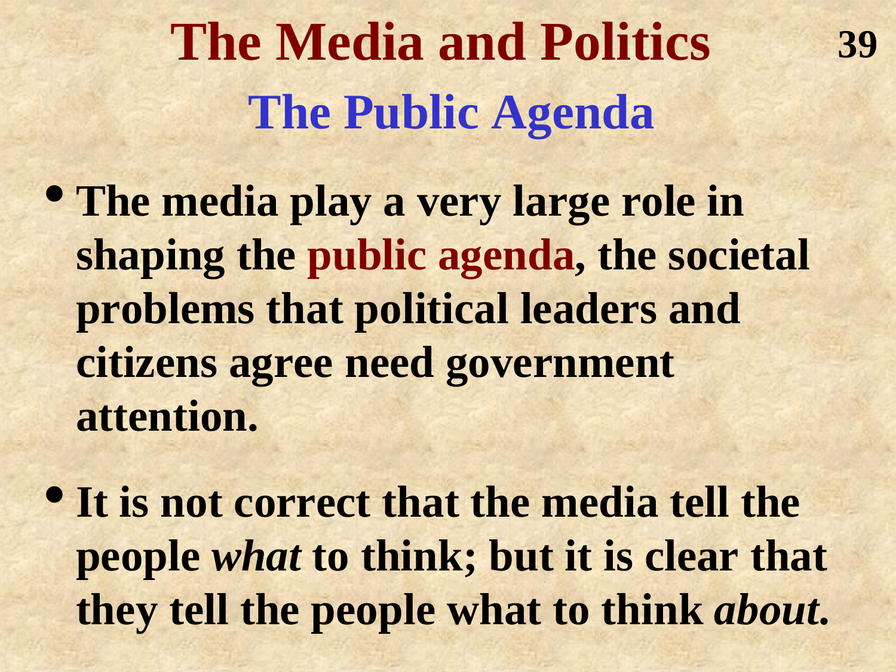# The Media and Politics

## The Public Agenda

- The media play a very large role in shaping the public agenda, the societal problems that political leaders and citizens agree need government attention.
- It is not correct that the media tell the people *what* to think; but it is clear that they tell the people what to think *about.*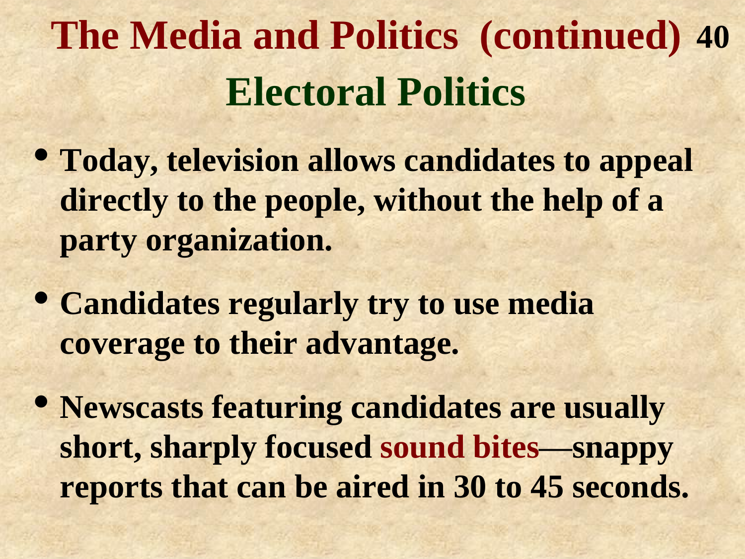# The Media and Politics (continued)

## Electoral Politics

- **Today, television allows candidates to appeal directly to the people, without the help of a party organization.**
- **Candidates regularly try to use media coverage to their advantage.**
- **Newscasts featuring candidates are usually short, sharply focused sound bites—snappy reports that can be aired in 30 to 45 seconds.**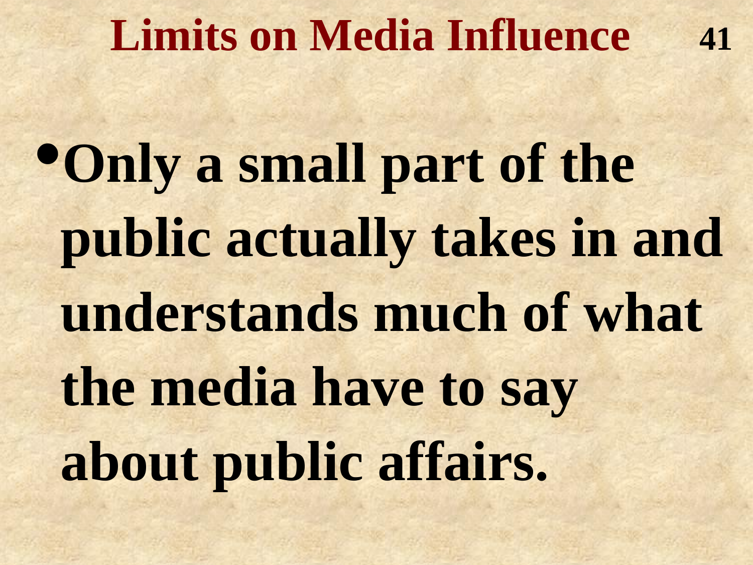# Limits on Media Influence

- **Only a small part of the public actually takes in and understands much of what the media have to say about public affairs.**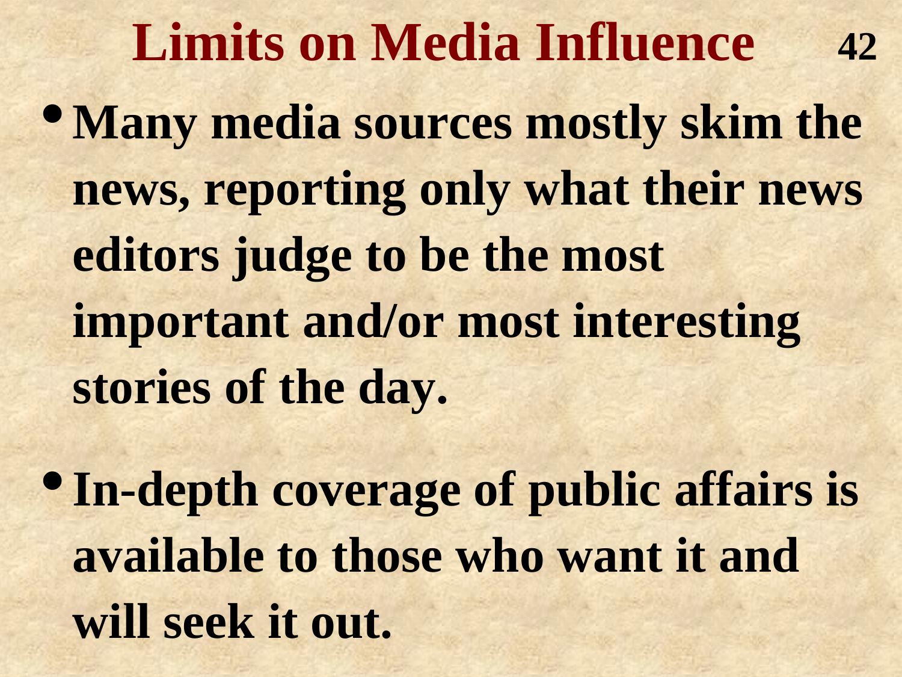# Limits on Media Influence

- **Many media sources mostly skim the news, reporting only what their news editors judge to be the most important and/or most interesting stories of the day.**

- **In-depth coverage of public affairs is available to those who want it and will seek it out.**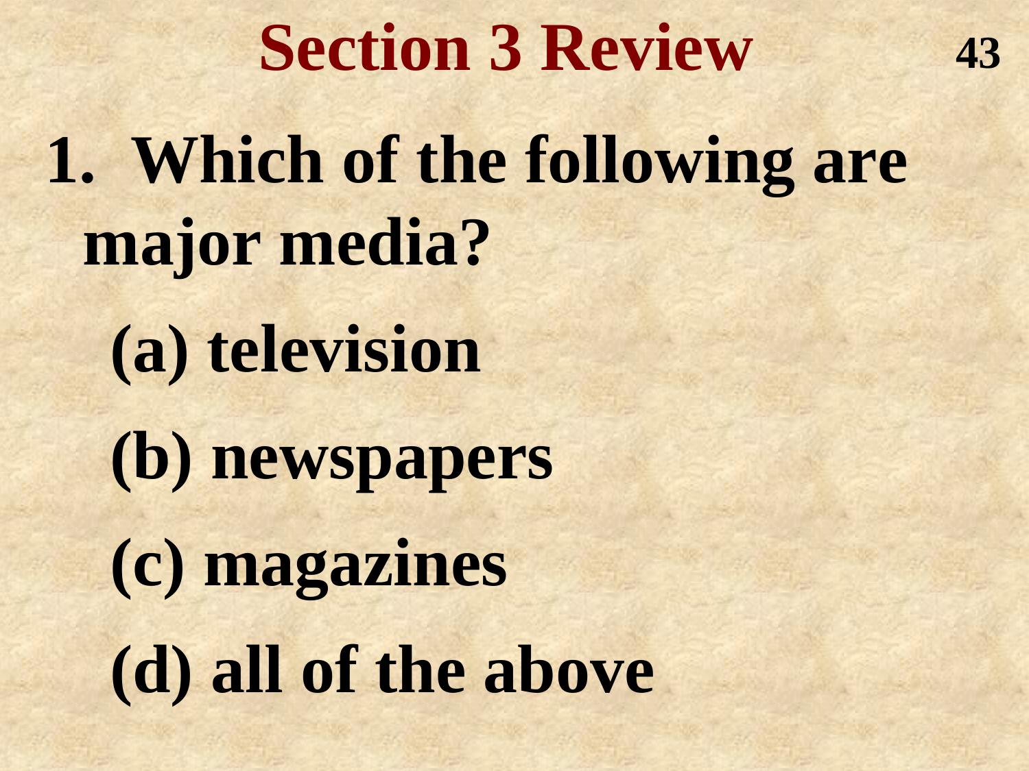# Section 3 Review

1. Which of the following are major media?

   (a) television

   (b) newspapers

   (c) magazines

   (d) all of the above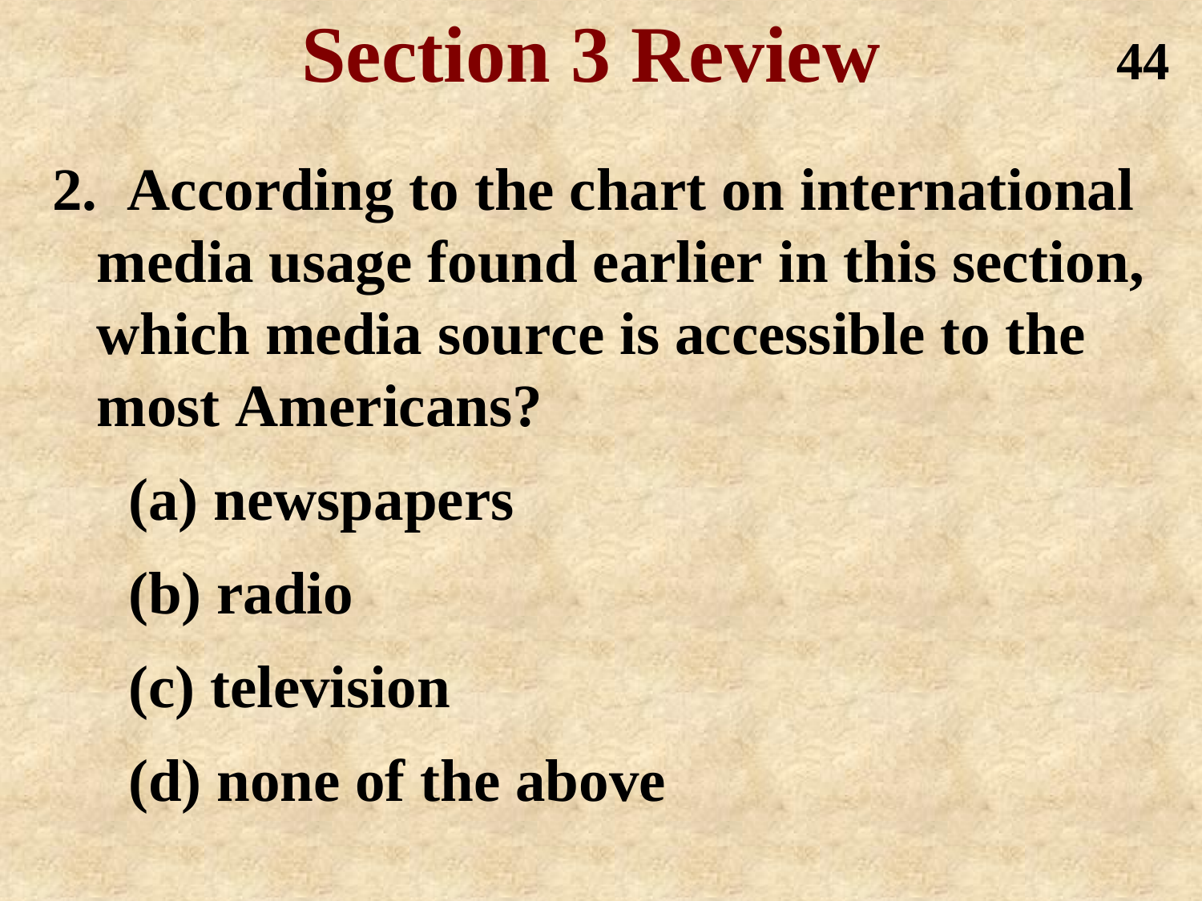# Section 3 Review

2. According to the chart on international media usage found earlier in this section, which media source is accessible to the most Americans?

   (a) newspapers

   (b) radio

   (c) television

   (d) none of the above